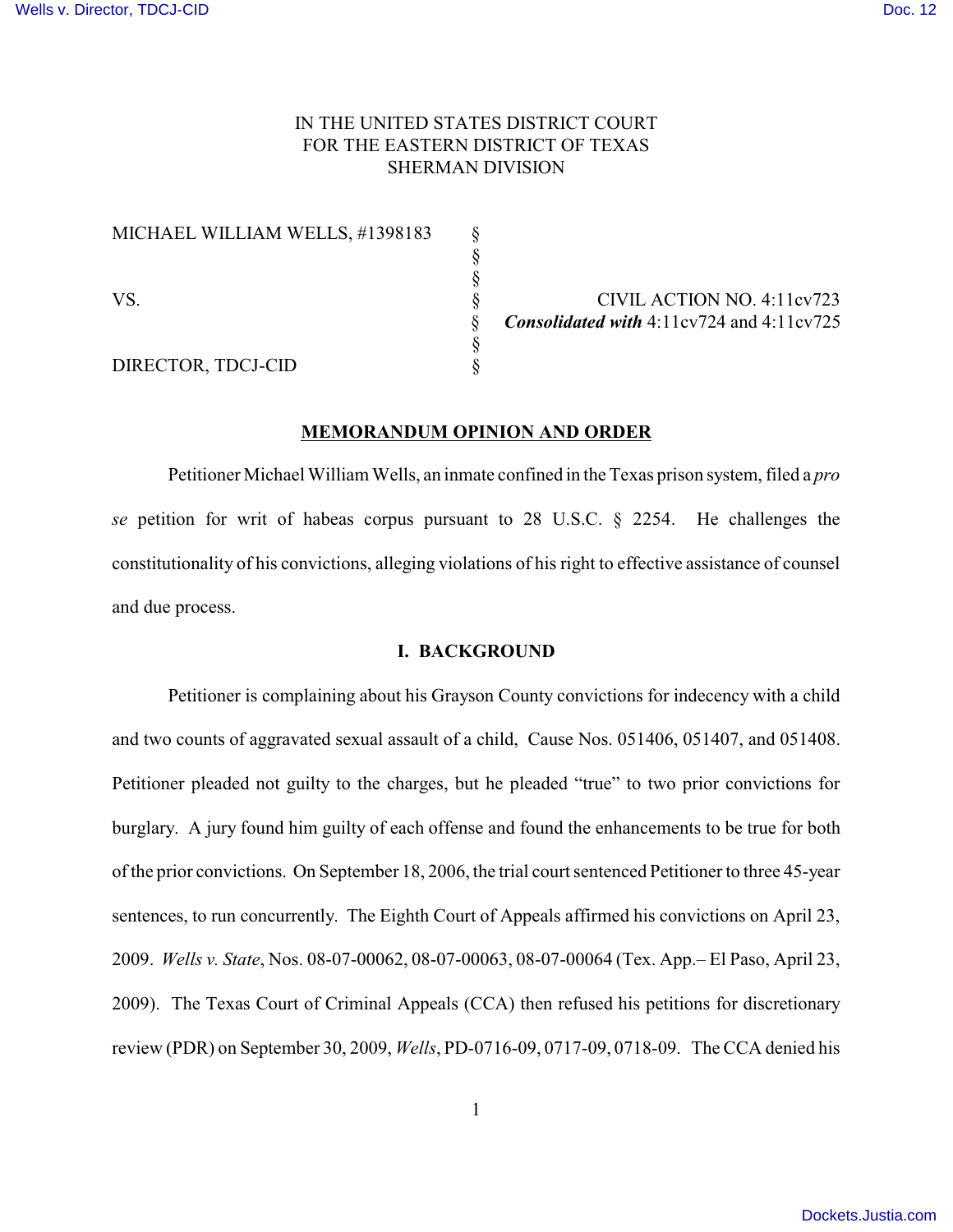IN THE UNITED STATES DISTRICT COURT
FOR THE EASTERN DISTRICT OF TEXAS
SHERMAN DIVISION

| | | |
|---|---|---|
| MICHAEL WILLIAM WELLS, #1398183 | § | |
| | § | |
| | § | |
| VS. | § | CIVIL ACTION NO. 4:11cv723 |
| | § | ***Consolidated with*** 4:11cv724 and 4:11cv725 |
| | § | |
| DIRECTOR, TDCJ-CID | § | |

## MEMORANDUM OPINION AND ORDER

Petitioner Michael William Wells, an inmate confined in the Texas prison system, filed a *pro se* petition for writ of habeas corpus pursuant to 28 U.S.C. § 2254. He challenges the constitutionality of his convictions, alleging violations of his right to effective assistance of counsel and due process.

### I. BACKGROUND

Petitioner is complaining about his Grayson County convictions for indecency with a child and two counts of aggravated sexual assault of a child, Cause Nos. 051406, 051407, and 051408. Petitioner pleaded not guilty to the charges, but he pleaded "true" to two prior convictions for burglary. A jury found him guilty of each offense and found the enhancements to be true for both of the prior convictions. On September 18, 2006, the trial court sentenced Petitioner to three 45-year sentences, to run concurrently. The Eighth Court of Appeals affirmed his convictions on April 23, 2009. *Wells v. State*, Nos. 08-07-00062, 08-07-00063, 08-07-00064 (Tex. App.– El Paso, April 23, 2009). The Texas Court of Criminal Appeals (CCA) then refused his petitions for discretionary review (PDR) on September 30, 2009, *Wells*, PD-0716-09, 0717-09, 0718-09. The CCA denied his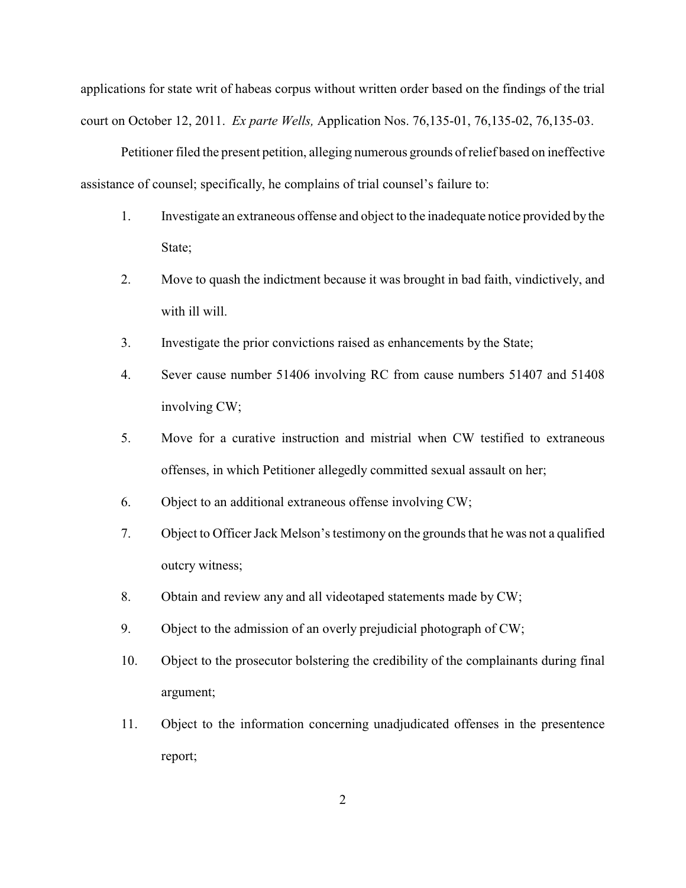applications for state writ of habeas corpus without written order based on the findings of the trial court on October 12, 2011. *Ex parte Wells,* Application Nos. 76,135-01, 76,135-02, 76,135-03.

Petitioner filed the present petition, alleging numerous grounds of relief based on ineffective assistance of counsel; specifically, he complains of trial counsel's failure to:

1. Investigate an extraneous offense and object to the inadequate notice provided by the State;
2. Move to quash the indictment because it was brought in bad faith, vindictively, and with ill will.
3. Investigate the prior convictions raised as enhancements by the State;
4. Sever cause number 51406 involving RC from cause numbers 51407 and 51408 involving CW;
5. Move for a curative instruction and mistrial when CW testified to extraneous offenses, in which Petitioner allegedly committed sexual assault on her;
6. Object to an additional extraneous offense involving CW;
7. Object to Officer Jack Melson's testimony on the grounds that he was not a qualified outcry witness;
8. Obtain and review any and all videotaped statements made by CW;
9. Object to the admission of an overly prejudicial photograph of CW;
10. Object to the prosecutor bolstering the credibility of the complainants during final argument;
11. Object to the information concerning unadjudicated offenses in the presentence report;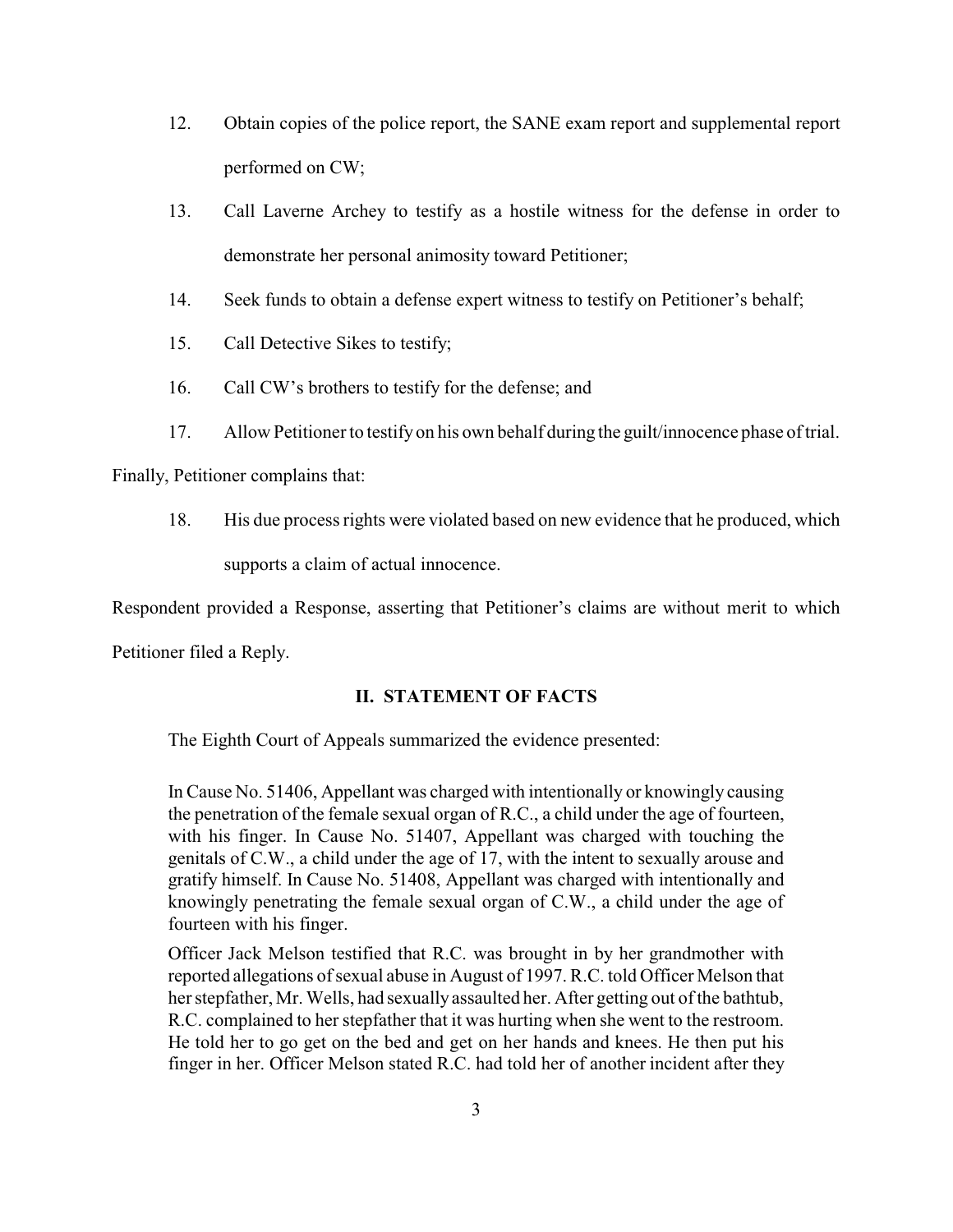12. Obtain copies of the police report, the SANE exam report and supplemental report performed on CW;
13. Call Laverne Archey to testify as a hostile witness for the defense in order to demonstrate her personal animosity toward Petitioner;
14. Seek funds to obtain a defense expert witness to testify on Petitioner's behalf;
15. Call Detective Sikes to testify;
16. Call CW's brothers to testify for the defense; and
17. Allow Petitioner to testify on his own behalf during the guilt/innocence phase of trial.

Finally, Petitioner complains that:

18. His due process rights were violated based on new evidence that he produced, which supports a claim of actual innocence.

Respondent provided a Response, asserting that Petitioner's claims are without merit to which Petitioner filed a Reply.

## II. STATEMENT OF FACTS

The Eighth Court of Appeals summarized the evidence presented:

> In Cause No. 51406, Appellant was charged with intentionally or knowingly causing the penetration of the female sexual organ of R.C., a child under the age of fourteen, with his finger. In Cause No. 51407, Appellant was charged with touching the genitals of C.W., a child under the age of 17, with the intent to sexually arouse and gratify himself. In Cause No. 51408, Appellant was charged with intentionally and knowingly penetrating the female sexual organ of C.W., a child under the age of fourteen with his finger.
>
> Officer Jack Melson testified that R.C. was brought in by her grandmother with reported allegations of sexual abuse in August of 1997. R.C. told Officer Melson that her stepfather, Mr. Wells, had sexually assaulted her. After getting out of the bathtub, R.C. complained to her stepfather that it was hurting when she went to the restroom. He told her to go get on the bed and get on her hands and knees. He then put his finger in her. Officer Melson stated R.C. had told her of another incident after they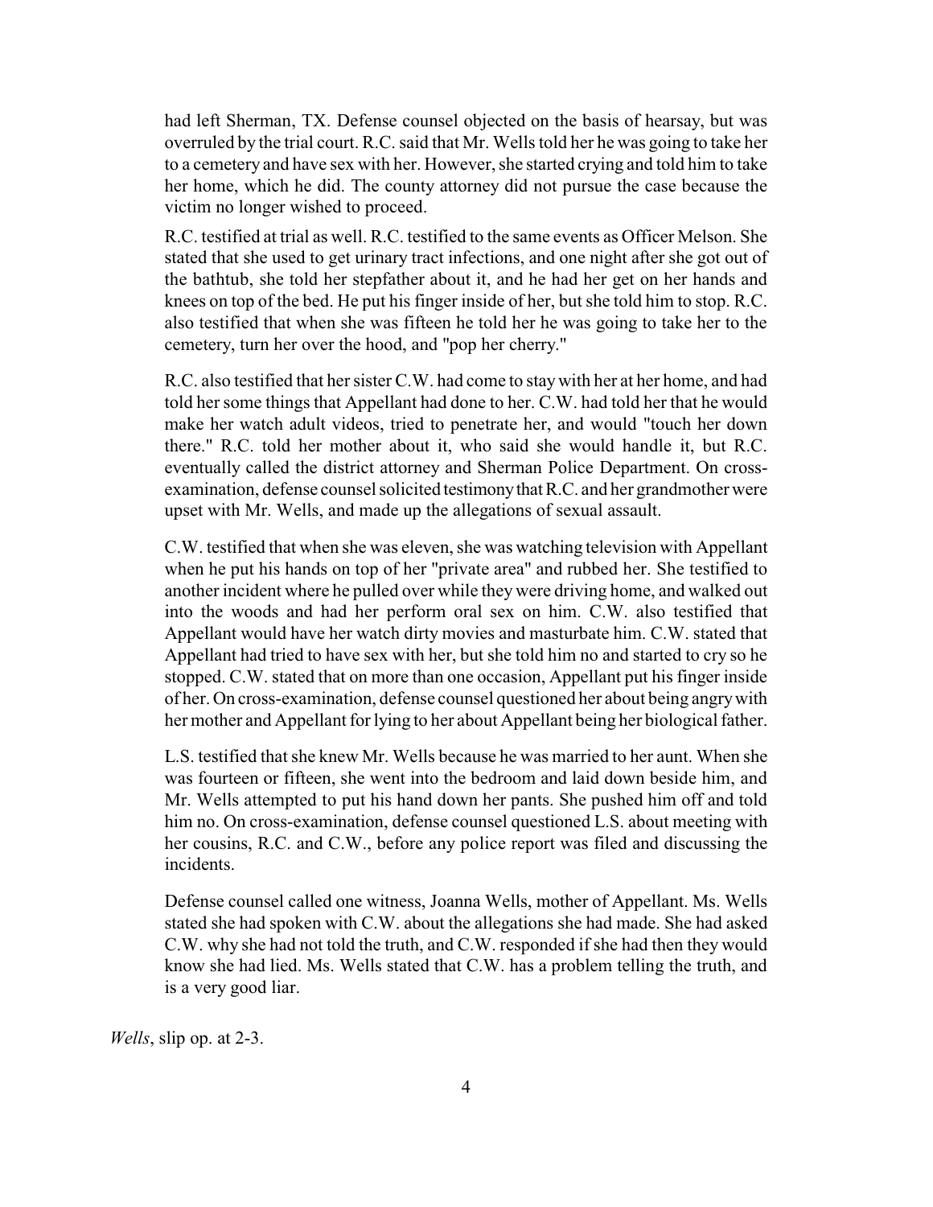had left Sherman, TX. Defense counsel objected on the basis of hearsay, but was overruled by the trial court. R.C. said that Mr. Wells told her he was going to take her to a cemetery and have sex with her. However, she started crying and told him to take her home, which he did. The county attorney did not pursue the case because the victim no longer wished to proceed.

R.C. testified at trial as well. R.C. testified to the same events as Officer Melson. She stated that she used to get urinary tract infections, and one night after she got out of the bathtub, she told her stepfather about it, and he had her get on her hands and knees on top of the bed. He put his finger inside of her, but she told him to stop. R.C. also testified that when she was fifteen he told her he was going to take her to the cemetery, turn her over the hood, and "pop her cherry."

R.C. also testified that her sister C.W. had come to stay with her at her home, and had told her some things that Appellant had done to her. C.W. had told her that he would make her watch adult videos, tried to penetrate her, and would "touch her down there." R.C. told her mother about it, who said she would handle it, but R.C. eventually called the district attorney and Sherman Police Department. On cross-examination, defense counsel solicited testimony that R.C. and her grandmother were upset with Mr. Wells, and made up the allegations of sexual assault.

C.W. testified that when she was eleven, she was watching television with Appellant when he put his hands on top of her "private area" and rubbed her. She testified to another incident where he pulled over while they were driving home, and walked out into the woods and had her perform oral sex on him. C.W. also testified that Appellant would have her watch dirty movies and masturbate him. C.W. stated that Appellant had tried to have sex with her, but she told him no and started to cry so he stopped. C.W. stated that on more than one occasion, Appellant put his finger inside of her. On cross-examination, defense counsel questioned her about being angry with her mother and Appellant for lying to her about Appellant being her biological father.

L.S. testified that she knew Mr. Wells because he was married to her aunt. When she was fourteen or fifteen, she went into the bedroom and laid down beside him, and Mr. Wells attempted to put his hand down her pants. She pushed him off and told him no. On cross-examination, defense counsel questioned L.S. about meeting with her cousins, R.C. and C.W., before any police report was filed and discussing the incidents.

Defense counsel called one witness, Joanna Wells, mother of Appellant. Ms. Wells stated she had spoken with C.W. about the allegations she had made. She had asked C.W. why she had not told the truth, and C.W. responded if she had then they would know she had lied. Ms. Wells stated that C.W. has a problem telling the truth, and is a very good liar.

*Wells*, slip op. at 2-3.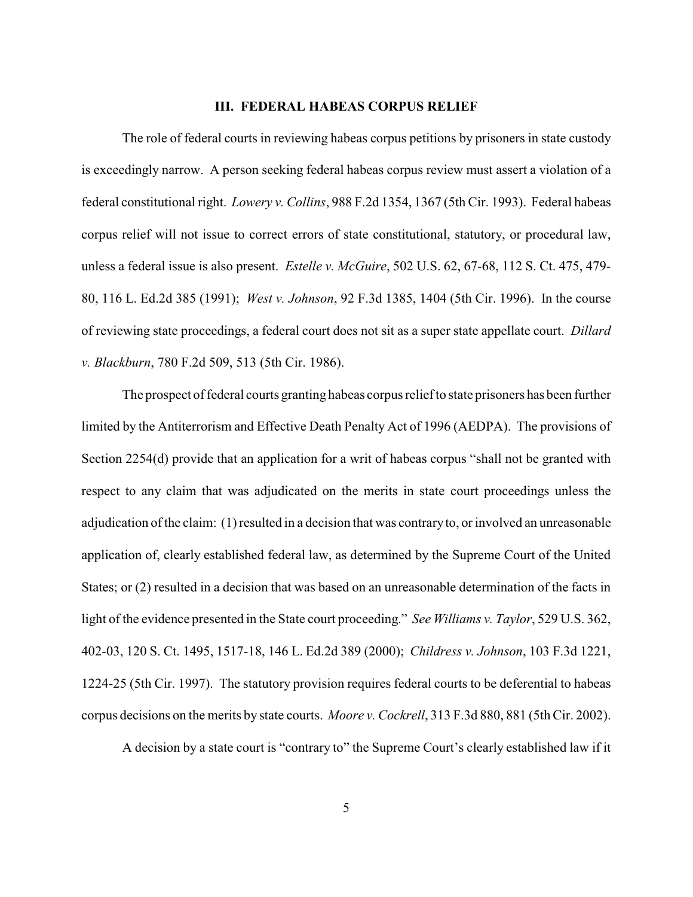### III. FEDERAL HABEAS CORPUS RELIEF

The role of federal courts in reviewing habeas corpus petitions by prisoners in state custody is exceedingly narrow. A person seeking federal habeas corpus review must assert a violation of a federal constitutional right. *Lowery v. Collins*, 988 F.2d 1354, 1367 (5th Cir. 1993). Federal habeas corpus relief will not issue to correct errors of state constitutional, statutory, or procedural law, unless a federal issue is also present. *Estelle v. McGuire*, 502 U.S. 62, 67-68, 112 S. Ct. 475, 479-80, 116 L. Ed.2d 385 (1991); *West v. Johnson*, 92 F.3d 1385, 1404 (5th Cir. 1996). In the course of reviewing state proceedings, a federal court does not sit as a super state appellate court. *Dillard v. Blackburn*, 780 F.2d 509, 513 (5th Cir. 1986).

The prospect of federal courts granting habeas corpus relief to state prisoners has been further limited by the Antiterrorism and Effective Death Penalty Act of 1996 (AEDPA). The provisions of Section 2254(d) provide that an application for a writ of habeas corpus "shall not be granted with respect to any claim that was adjudicated on the merits in state court proceedings unless the adjudication of the claim: (1) resulted in a decision that was contrary to, or involved an unreasonable application of, clearly established federal law, as determined by the Supreme Court of the United States; or (2) resulted in a decision that was based on an unreasonable determination of the facts in light of the evidence presented in the State court proceeding." *See Williams v. Taylor*, 529 U.S. 362, 402-03, 120 S. Ct. 1495, 1517-18, 146 L. Ed.2d 389 (2000); *Childress v. Johnson*, 103 F.3d 1221, 1224-25 (5th Cir. 1997). The statutory provision requires federal courts to be deferential to habeas corpus decisions on the merits by state courts. *Moore v. Cockrell*, 313 F.3d 880, 881 (5th Cir. 2002).

A decision by a state court is "contrary to" the Supreme Court's clearly established law if it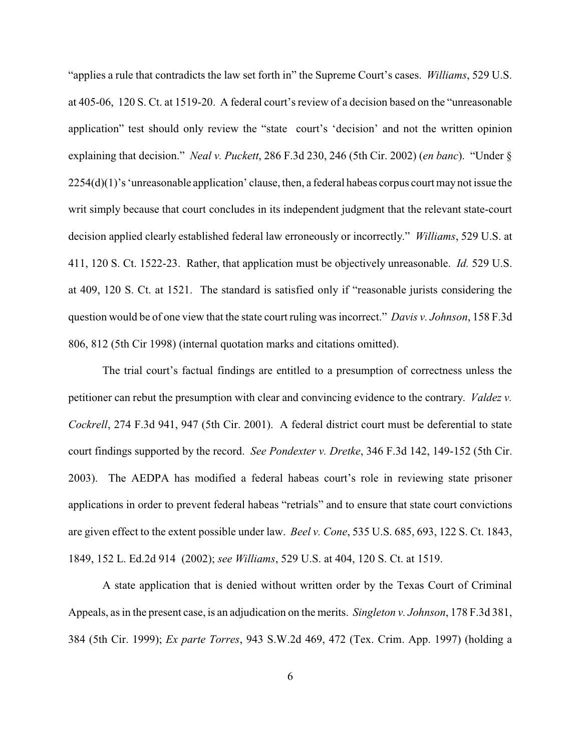"applies a rule that contradicts the law set forth in" the Supreme Court's cases. *Williams*, 529 U.S. at 405-06, 120 S. Ct. at 1519-20. A federal court's review of a decision based on the "unreasonable application" test should only review the "state court's 'decision' and not the written opinion explaining that decision." *Neal v. Puckett*, 286 F.3d 230, 246 (5th Cir. 2002) (*en banc*). "Under § 2254(d)(1)'s 'unreasonable application' clause, then, a federal habeas corpus court may not issue the writ simply because that court concludes in its independent judgment that the relevant state-court decision applied clearly established federal law erroneously or incorrectly." *Williams*, 529 U.S. at 411, 120 S. Ct. 1522-23. Rather, that application must be objectively unreasonable. *Id.* 529 U.S. at 409, 120 S. Ct. at 1521. The standard is satisfied only if "reasonable jurists considering the question would be of one view that the state court ruling was incorrect." *Davis v. Johnson*, 158 F.3d 806, 812 (5th Cir 1998) (internal quotation marks and citations omitted).

The trial court's factual findings are entitled to a presumption of correctness unless the petitioner can rebut the presumption with clear and convincing evidence to the contrary. *Valdez v. Cockrell*, 274 F.3d 941, 947 (5th Cir. 2001). A federal district court must be deferential to state court findings supported by the record. *See Pondexter v. Dretke*, 346 F.3d 142, 149-152 (5th Cir. 2003). The AEDPA has modified a federal habeas court's role in reviewing state prisoner applications in order to prevent federal habeas "retrials" and to ensure that state court convictions are given effect to the extent possible under law. *Beel v. Cone*, 535 U.S. 685, 693, 122 S. Ct. 1843, 1849, 152 L. Ed.2d 914 (2002); *see Williams*, 529 U.S. at 404, 120 S. Ct. at 1519.

A state application that is denied without written order by the Texas Court of Criminal Appeals, as in the present case, is an adjudication on the merits. *Singleton v. Johnson*, 178 F.3d 381, 384 (5th Cir. 1999); *Ex parte Torres*, 943 S.W.2d 469, 472 (Tex. Crim. App. 1997) (holding a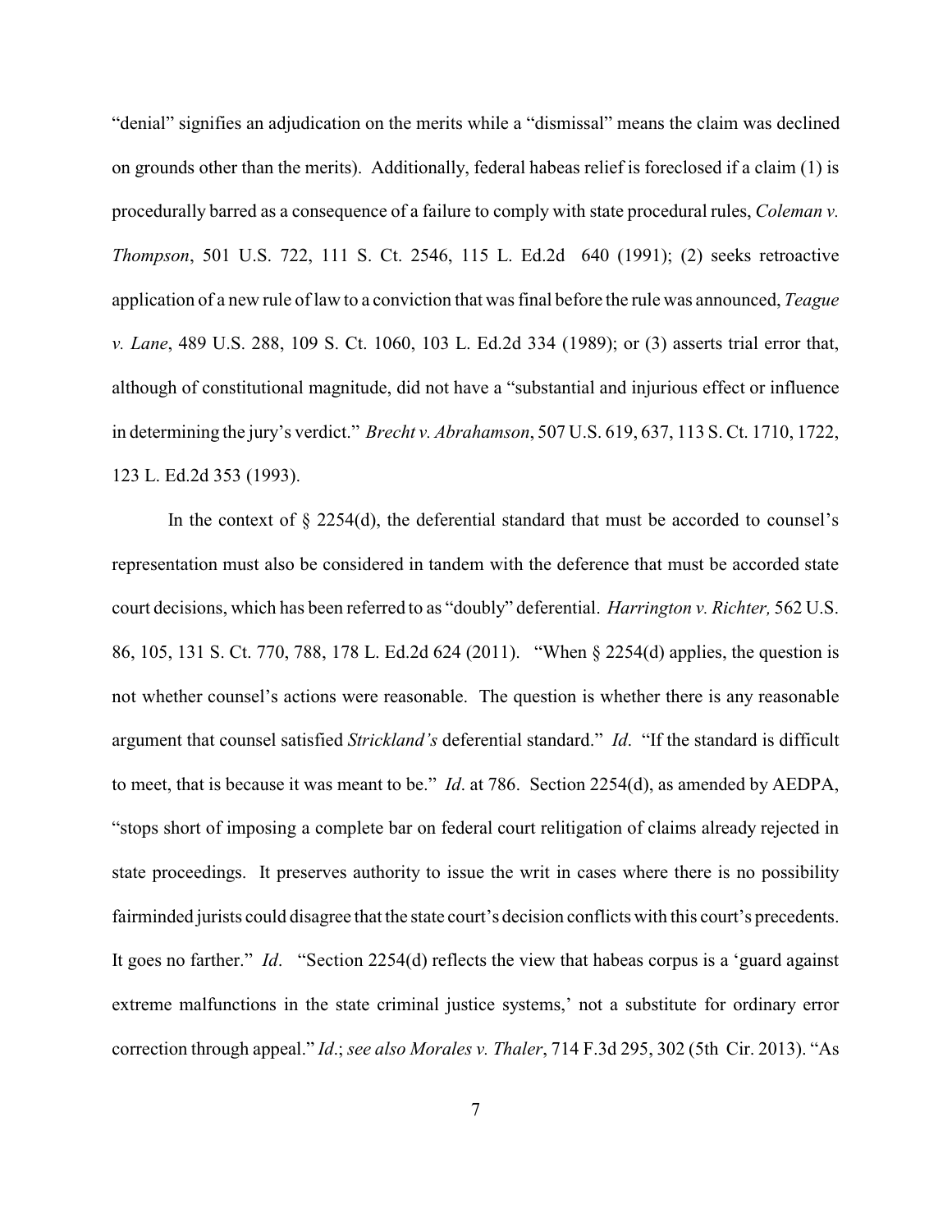"denial" signifies an adjudication on the merits while a "dismissal" means the claim was declined on grounds other than the merits). Additionally, federal habeas relief is foreclosed if a claim (1) is procedurally barred as a consequence of a failure to comply with state procedural rules, *Coleman v. Thompson*, 501 U.S. 722, 111 S. Ct. 2546, 115 L. Ed.2d 640 (1991); (2) seeks retroactive application of a new rule of law to a conviction that was final before the rule was announced, *Teague v. Lane*, 489 U.S. 288, 109 S. Ct. 1060, 103 L. Ed.2d 334 (1989); or (3) asserts trial error that, although of constitutional magnitude, did not have a "substantial and injurious effect or influence in determining the jury's verdict." *Brecht v. Abrahamson*, 507 U.S. 619, 637, 113 S. Ct. 1710, 1722, 123 L. Ed.2d 353 (1993).

In the context of § 2254(d), the deferential standard that must be accorded to counsel's representation must also be considered in tandem with the deference that must be accorded state court decisions, which has been referred to as "doubly" deferential. *Harrington v. Richter,* 562 U.S. 86, 105, 131 S. Ct. 770, 788, 178 L. Ed.2d 624 (2011). "When § 2254(d) applies, the question is not whether counsel's actions were reasonable. The question is whether there is any reasonable argument that counsel satisfied *Strickland's* deferential standard." *Id*. "If the standard is difficult to meet, that is because it was meant to be." *Id*. at 786. Section 2254(d), as amended by AEDPA, "stops short of imposing a complete bar on federal court relitigation of claims already rejected in state proceedings. It preserves authority to issue the writ in cases where there is no possibility fairminded jurists could disagree that the state court's decision conflicts with this court's precedents. It goes no farther." *Id*. "Section 2254(d) reflects the view that habeas corpus is a 'guard against extreme malfunctions in the state criminal justice systems,' not a substitute for ordinary error correction through appeal." *Id*.; *see also Morales v. Thaler*, 714 F.3d 295, 302 (5th Cir. 2013). "As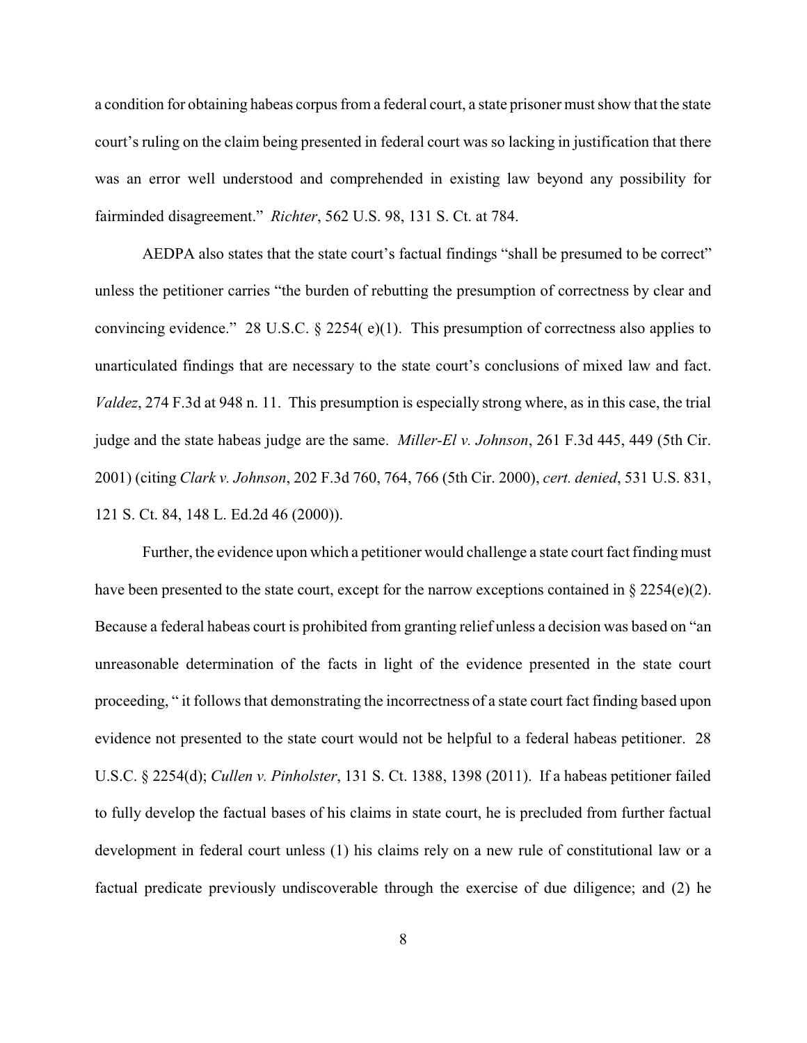a condition for obtaining habeas corpus from a federal court, a state prisoner must show that the state court's ruling on the claim being presented in federal court was so lacking in justification that there was an error well understood and comprehended in existing law beyond any possibility for fairminded disagreement." *Richter*, 562 U.S. 98, 131 S. Ct. at 784.

AEDPA also states that the state court's factual findings "shall be presumed to be correct" unless the petitioner carries "the burden of rebutting the presumption of correctness by clear and convincing evidence." 28 U.S.C. § 2254( e)(1). This presumption of correctness also applies to unarticulated findings that are necessary to the state court's conclusions of mixed law and fact. *Valdez*, 274 F.3d at 948 n. 11. This presumption is especially strong where, as in this case, the trial judge and the state habeas judge are the same. *Miller-El v. Johnson*, 261 F.3d 445, 449 (5th Cir. 2001) (citing *Clark v. Johnson*, 202 F.3d 760, 764, 766 (5th Cir. 2000), *cert. denied*, 531 U.S. 831, 121 S. Ct. 84, 148 L. Ed.2d 46 (2000)).

Further, the evidence upon which a petitioner would challenge a state court fact finding must have been presented to the state court, except for the narrow exceptions contained in § 2254(e)(2). Because a federal habeas court is prohibited from granting relief unless a decision was based on "an unreasonable determination of the facts in light of the evidence presented in the state court proceeding, " it follows that demonstrating the incorrectness of a state court fact finding based upon evidence not presented to the state court would not be helpful to a federal habeas petitioner. 28 U.S.C. § 2254(d); *Cullen v. Pinholster*, 131 S. Ct. 1388, 1398 (2011). If a habeas petitioner failed to fully develop the factual bases of his claims in state court, he is precluded from further factual development in federal court unless (1) his claims rely on a new rule of constitutional law or a factual predicate previously undiscoverable through the exercise of due diligence; and (2) he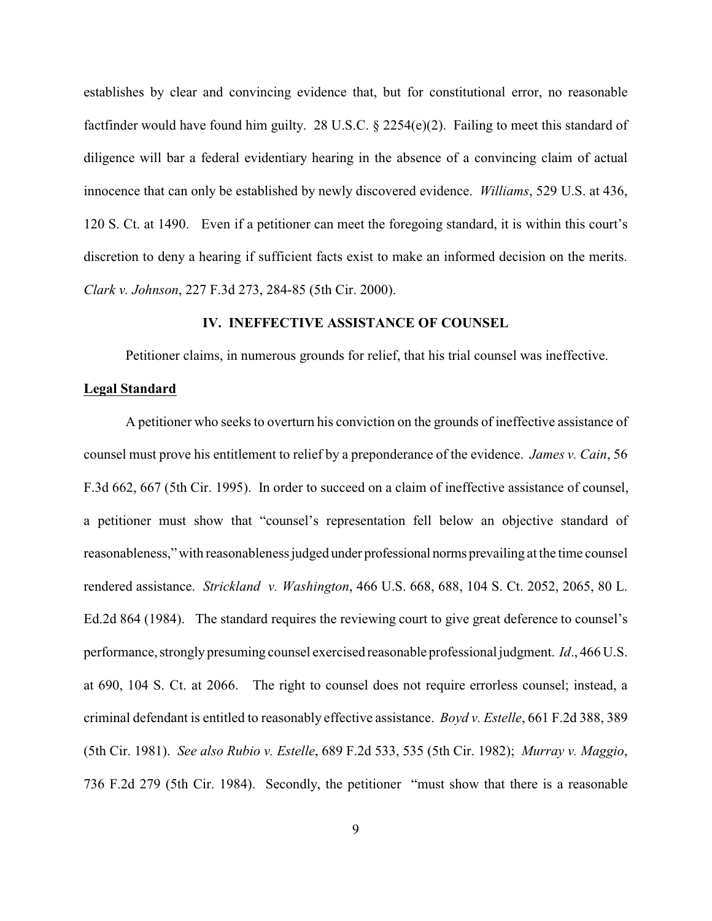establishes by clear and convincing evidence that, but for constitutional error, no reasonable factfinder would have found him guilty. 28 U.S.C. § 2254(e)(2). Failing to meet this standard of diligence will bar a federal evidentiary hearing in the absence of a convincing claim of actual innocence that can only be established by newly discovered evidence. *Williams*, 529 U.S. at 436, 120 S. Ct. at 1490. Even if a petitioner can meet the foregoing standard, it is within this court's discretion to deny a hearing if sufficient facts exist to make an informed decision on the merits. *Clark v. Johnson*, 227 F.3d 273, 284-85 (5th Cir. 2000).

## IV. INEFFECTIVE ASSISTANCE OF COUNSEL

Petitioner claims, in numerous grounds for relief, that his trial counsel was ineffective.

**Legal Standard**

A petitioner who seeks to overturn his conviction on the grounds of ineffective assistance of counsel must prove his entitlement to relief by a preponderance of the evidence. *James v. Cain*, 56 F.3d 662, 667 (5th Cir. 1995). In order to succeed on a claim of ineffective assistance of counsel, a petitioner must show that "counsel's representation fell below an objective standard of reasonableness," with reasonableness judged under professional norms prevailing at the time counsel rendered assistance. *Strickland v. Washington*, 466 U.S. 668, 688, 104 S. Ct. 2052, 2065, 80 L. Ed.2d 864 (1984). The standard requires the reviewing court to give great deference to counsel's performance, strongly presuming counsel exercised reasonable professional judgment. *Id*., 466 U.S. at 690, 104 S. Ct. at 2066. The right to counsel does not require errorless counsel; instead, a criminal defendant is entitled to reasonably effective assistance. *Boyd v. Estelle*, 661 F.2d 388, 389 (5th Cir. 1981). *See also Rubio v. Estelle*, 689 F.2d 533, 535 (5th Cir. 1982); *Murray v. Maggio*, 736 F.2d 279 (5th Cir. 1984). Secondly, the petitioner "must show that there is a reasonable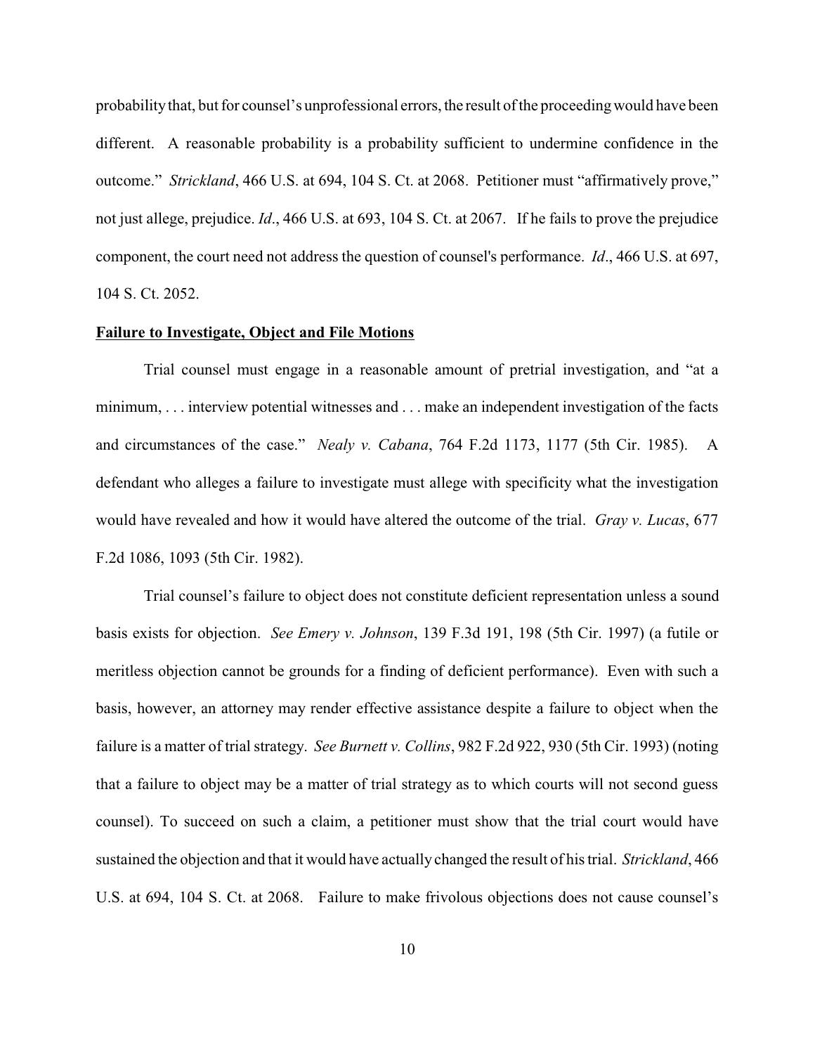probability that, but for counsel's unprofessional errors, the result of the proceeding would have been different. A reasonable probability is a probability sufficient to undermine confidence in the outcome." *Strickland*, 466 U.S. at 694, 104 S. Ct. at 2068. Petitioner must "affirmatively prove," not just allege, prejudice. *Id*., 466 U.S. at 693, 104 S. Ct. at 2067. If he fails to prove the prejudice component, the court need not address the question of counsel's performance. *Id*., 466 U.S. at 697, 104 S. Ct. 2052.

**Failure to Investigate, Object and File Motions**

Trial counsel must engage in a reasonable amount of pretrial investigation, and "at a minimum, . . . interview potential witnesses and . . . make an independent investigation of the facts and circumstances of the case." *Nealy v. Cabana*, 764 F.2d 1173, 1177 (5th Cir. 1985). A defendant who alleges a failure to investigate must allege with specificity what the investigation would have revealed and how it would have altered the outcome of the trial. *Gray v. Lucas*, 677 F.2d 1086, 1093 (5th Cir. 1982).

Trial counsel's failure to object does not constitute deficient representation unless a sound basis exists for objection. *See Emery v. Johnson*, 139 F.3d 191, 198 (5th Cir. 1997) (a futile or meritless objection cannot be grounds for a finding of deficient performance). Even with such a basis, however, an attorney may render effective assistance despite a failure to object when the failure is a matter of trial strategy. *See Burnett v. Collins*, 982 F.2d 922, 930 (5th Cir. 1993) (noting that a failure to object may be a matter of trial strategy as to which courts will not second guess counsel). To succeed on such a claim, a petitioner must show that the trial court would have sustained the objection and that it would have actually changed the result of his trial. *Strickland*, 466 U.S. at 694, 104 S. Ct. at 2068. Failure to make frivolous objections does not cause counsel's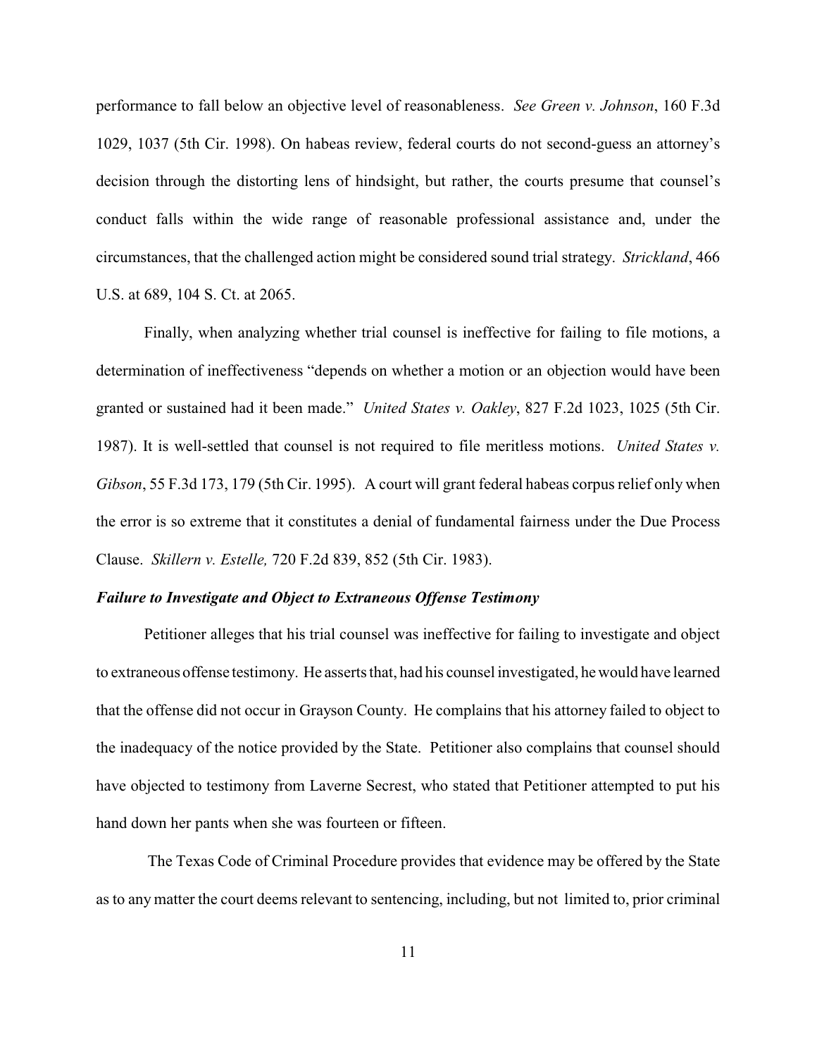performance to fall below an objective level of reasonableness. *See Green v. Johnson*, 160 F.3d 1029, 1037 (5th Cir. 1998). On habeas review, federal courts do not second-guess an attorney's decision through the distorting lens of hindsight, but rather, the courts presume that counsel's conduct falls within the wide range of reasonable professional assistance and, under the circumstances, that the challenged action might be considered sound trial strategy. *Strickland*, 466 U.S. at 689, 104 S. Ct. at 2065.

Finally, when analyzing whether trial counsel is ineffective for failing to file motions, a determination of ineffectiveness "depends on whether a motion or an objection would have been granted or sustained had it been made." *United States v. Oakley*, 827 F.2d 1023, 1025 (5th Cir. 1987). It is well-settled that counsel is not required to file meritless motions. *United States v. Gibson*, 55 F.3d 173, 179 (5th Cir. 1995). A court will grant federal habeas corpus relief only when the error is so extreme that it constitutes a denial of fundamental fairness under the Due Process Clause. *Skillern v. Estelle,* 720 F.2d 839, 852 (5th Cir. 1983).

***Failure to Investigate and Object to Extraneous Offense Testimony***

Petitioner alleges that his trial counsel was ineffective for failing to investigate and object to extraneous offense testimony. He asserts that, had his counsel investigated, he would have learned that the offense did not occur in Grayson County. He complains that his attorney failed to object to the inadequacy of the notice provided by the State. Petitioner also complains that counsel should have objected to testimony from Laverne Secrest, who stated that Petitioner attempted to put his hand down her pants when she was fourteen or fifteen.

The Texas Code of Criminal Procedure provides that evidence may be offered by the State as to any matter the court deems relevant to sentencing, including, but not limited to, prior criminal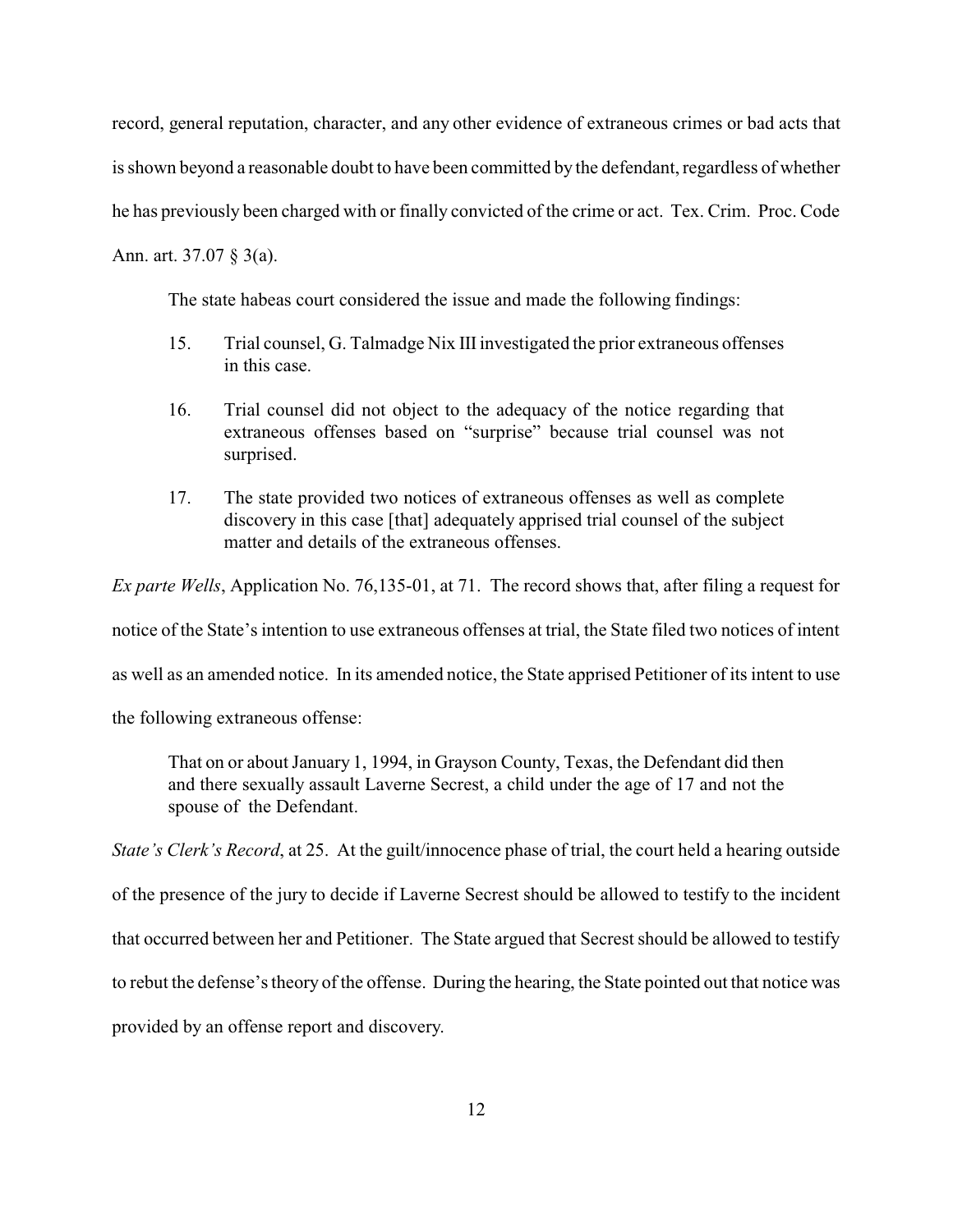record, general reputation, character, and any other evidence of extraneous crimes or bad acts that is shown beyond a reasonable doubt to have been committed by the defendant, regardless of whether he has previously been charged with or finally convicted of the crime or act. Tex. Crim. Proc. Code Ann. art. 37.07 § 3(a).

The state habeas court considered the issue and made the following findings:

> 15. Trial counsel, G. Talmadge Nix III investigated the prior extraneous offenses in this case.
>
> 16. Trial counsel did not object to the adequacy of the notice regarding that extraneous offenses based on "surprise" because trial counsel was not surprised.
>
> 17. The state provided two notices of extraneous offenses as well as complete discovery in this case [that] adequately apprised trial counsel of the subject matter and details of the extraneous offenses.

*Ex parte Wells*, Application No. 76,135-01, at 71. The record shows that, after filing a request for notice of the State's intention to use extraneous offenses at trial, the State filed two notices of intent as well as an amended notice. In its amended notice, the State apprised Petitioner of its intent to use the following extraneous offense:

> That on or about January 1, 1994, in Grayson County, Texas, the Defendant did then and there sexually assault Laverne Secrest, a child under the age of 17 and not the spouse of the Defendant.

*State's Clerk's Record*, at 25. At the guilt/innocence phase of trial, the court held a hearing outside of the presence of the jury to decide if Laverne Secrest should be allowed to testify to the incident that occurred between her and Petitioner. The State argued that Secrest should be allowed to testify to rebut the defense's theory of the offense. During the hearing, the State pointed out that notice was provided by an offense report and discovery.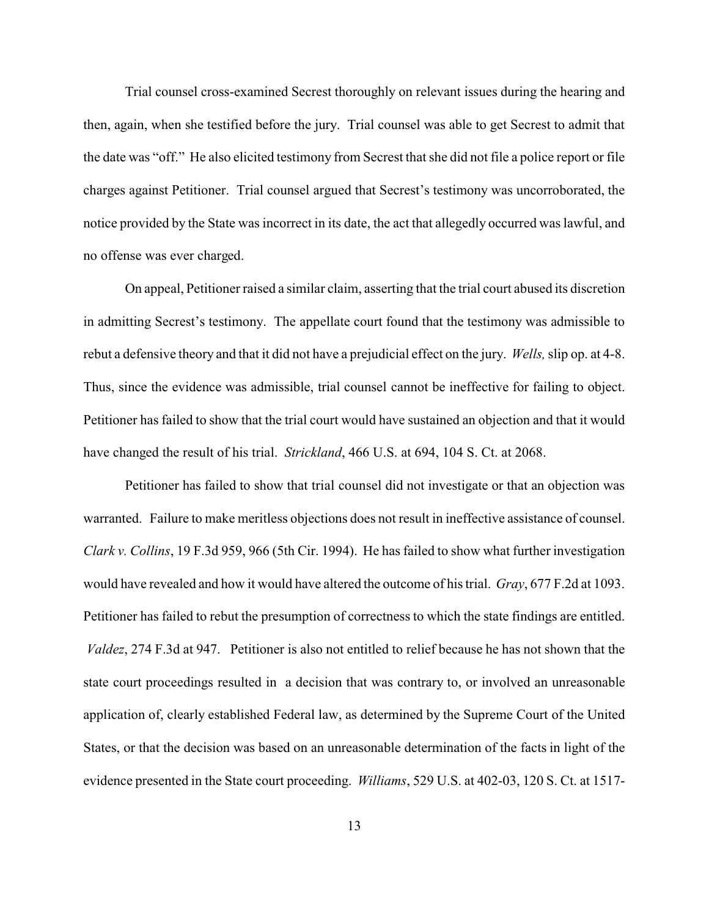Trial counsel cross-examined Secrest thoroughly on relevant issues during the hearing and then, again, when she testified before the jury. Trial counsel was able to get Secrest to admit that the date was "off." He also elicited testimony from Secrest that she did not file a police report or file charges against Petitioner. Trial counsel argued that Secrest's testimony was uncorroborated, the notice provided by the State was incorrect in its date, the act that allegedly occurred was lawful, and no offense was ever charged.

On appeal, Petitioner raised a similar claim, asserting that the trial court abused its discretion in admitting Secrest's testimony. The appellate court found that the testimony was admissible to rebut a defensive theory and that it did not have a prejudicial effect on the jury. *Wells,* slip op. at 4-8. Thus, since the evidence was admissible, trial counsel cannot be ineffective for failing to object. Petitioner has failed to show that the trial court would have sustained an objection and that it would have changed the result of his trial. *Strickland*, 466 U.S. at 694, 104 S. Ct. at 2068.

Petitioner has failed to show that trial counsel did not investigate or that an objection was warranted. Failure to make meritless objections does not result in ineffective assistance of counsel. *Clark v. Collins*, 19 F.3d 959, 966 (5th Cir. 1994). He has failed to show what further investigation would have revealed and how it would have altered the outcome of his trial. *Gray*, 677 F.2d at 1093. Petitioner has failed to rebut the presumption of correctness to which the state findings are entitled. *Valdez*, 274 F.3d at 947. Petitioner is also not entitled to relief because he has not shown that the state court proceedings resulted in a decision that was contrary to, or involved an unreasonable application of, clearly established Federal law, as determined by the Supreme Court of the United States, or that the decision was based on an unreasonable determination of the facts in light of the evidence presented in the State court proceeding. *Williams*, 529 U.S. at 402-03, 120 S. Ct. at 1517-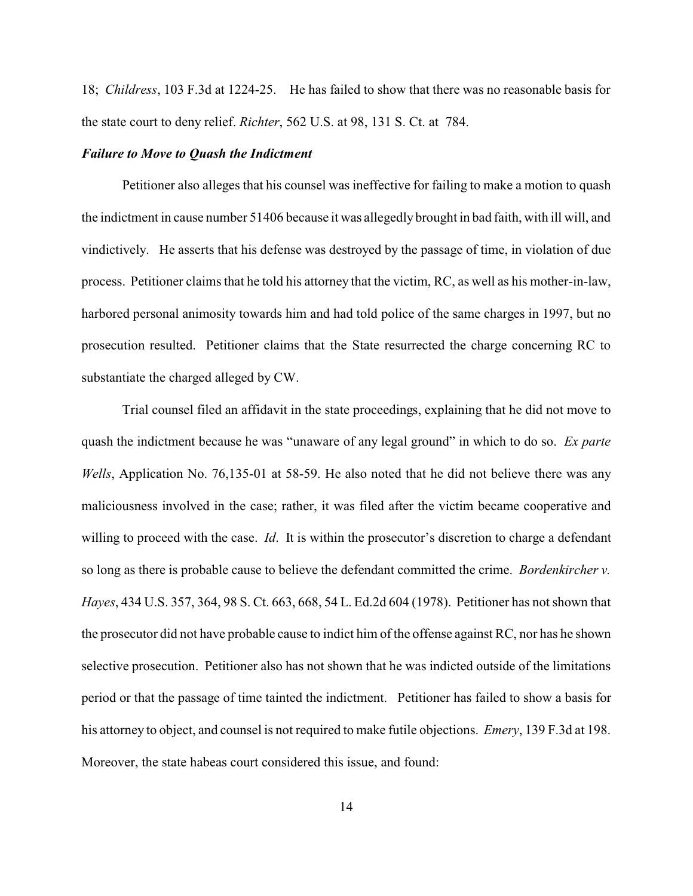18; *Childress*, 103 F.3d at 1224-25. He has failed to show that there was no reasonable basis for the state court to deny relief. *Richter*, 562 U.S. at 98, 131 S. Ct. at 784.

***Failure to Move to Quash the Indictment***

Petitioner also alleges that his counsel was ineffective for failing to make a motion to quash the indictment in cause number 51406 because it was allegedly brought in bad faith, with ill will, and vindictively. He asserts that his defense was destroyed by the passage of time, in violation of due process. Petitioner claims that he told his attorney that the victim, RC, as well as his mother-in-law, harbored personal animosity towards him and had told police of the same charges in 1997, but no prosecution resulted. Petitioner claims that the State resurrected the charge concerning RC to substantiate the charged alleged by CW.

Trial counsel filed an affidavit in the state proceedings, explaining that he did not move to quash the indictment because he was "unaware of any legal ground" in which to do so. *Ex parte Wells*, Application No. 76,135-01 at 58-59. He also noted that he did not believe there was any maliciousness involved in the case; rather, it was filed after the victim became cooperative and willing to proceed with the case. *Id*. It is within the prosecutor's discretion to charge a defendant so long as there is probable cause to believe the defendant committed the crime. *Bordenkircher v. Hayes*, 434 U.S. 357, 364, 98 S. Ct. 663, 668, 54 L. Ed.2d 604 (1978). Petitioner has not shown that the prosecutor did not have probable cause to indict him of the offense against RC, nor has he shown selective prosecution. Petitioner also has not shown that he was indicted outside of the limitations period or that the passage of time tainted the indictment. Petitioner has failed to show a basis for his attorney to object, and counsel is not required to make futile objections. *Emery*, 139 F.3d at 198. Moreover, the state habeas court considered this issue, and found: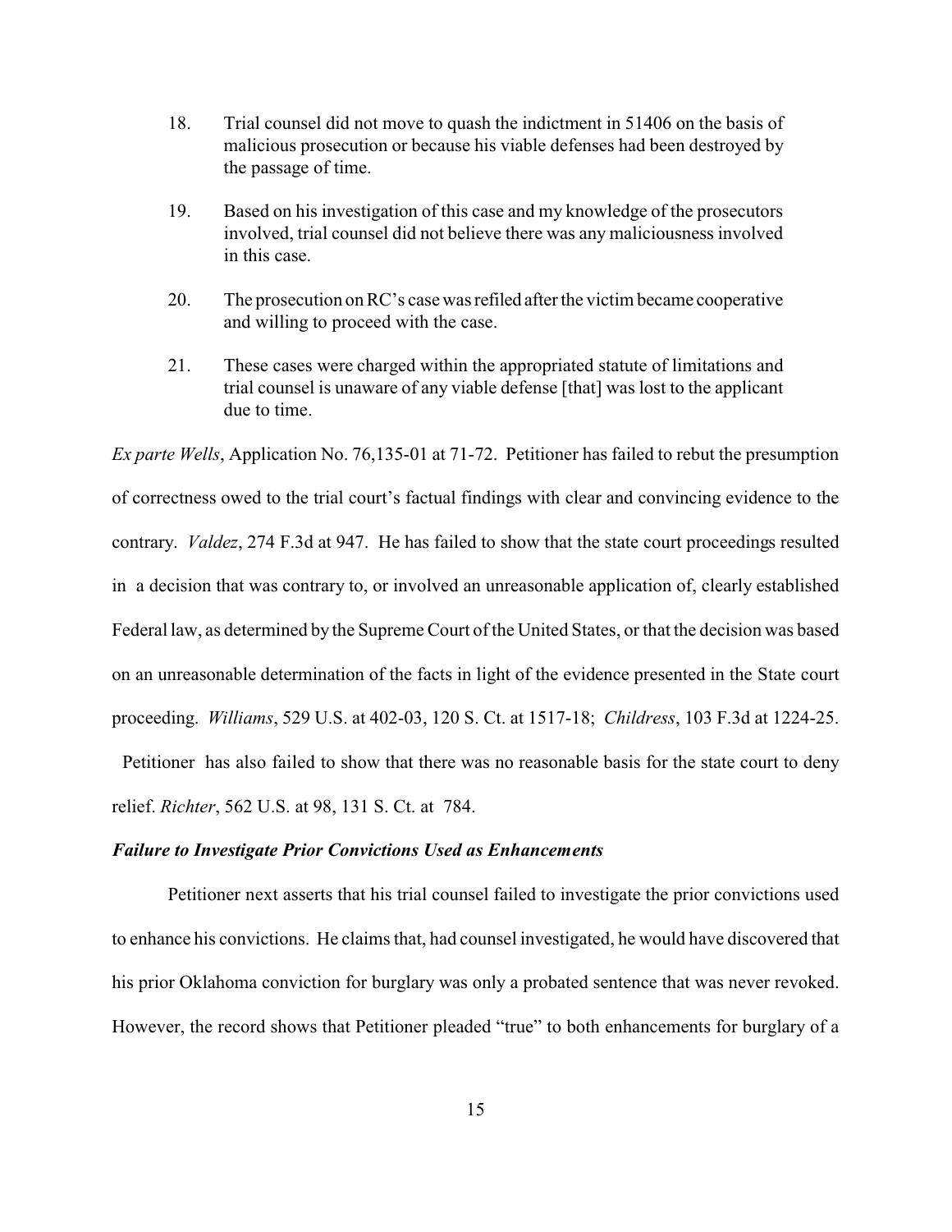18. Trial counsel did not move to quash the indictment in 51406 on the basis of malicious prosecution or because his viable defenses had been destroyed by the passage of time.

19. Based on his investigation of this case and my knowledge of the prosecutors involved, trial counsel did not believe there was any maliciousness involved in this case.

20. The prosecution on RC's case was refiled after the victim became cooperative and willing to proceed with the case.

21. These cases were charged within the appropriated statute of limitations and trial counsel is unaware of any viable defense [that] was lost to the applicant due to time.

*Ex parte Wells*, Application No. 76,135-01 at 71-72. Petitioner has failed to rebut the presumption of correctness owed to the trial court's factual findings with clear and convincing evidence to the contrary. *Valdez*, 274 F.3d at 947. He has failed to show that the state court proceedings resulted in a decision that was contrary to, or involved an unreasonable application of, clearly established Federal law, as determined by the Supreme Court of the United States, or that the decision was based on an unreasonable determination of the facts in light of the evidence presented in the State court proceeding. *Williams*, 529 U.S. at 402-03, 120 S. Ct. at 1517-18; *Childress*, 103 F.3d at 1224-25. Petitioner has also failed to show that there was no reasonable basis for the state court to deny relief. *Richter*, 562 U.S. at 98, 131 S. Ct. at 784.

***Failure to Investigate Prior Convictions Used as Enhancements***

Petitioner next asserts that his trial counsel failed to investigate the prior convictions used to enhance his convictions. He claims that, had counsel investigated, he would have discovered that his prior Oklahoma conviction for burglary was only a probated sentence that was never revoked. However, the record shows that Petitioner pleaded "true" to both enhancements for burglary of a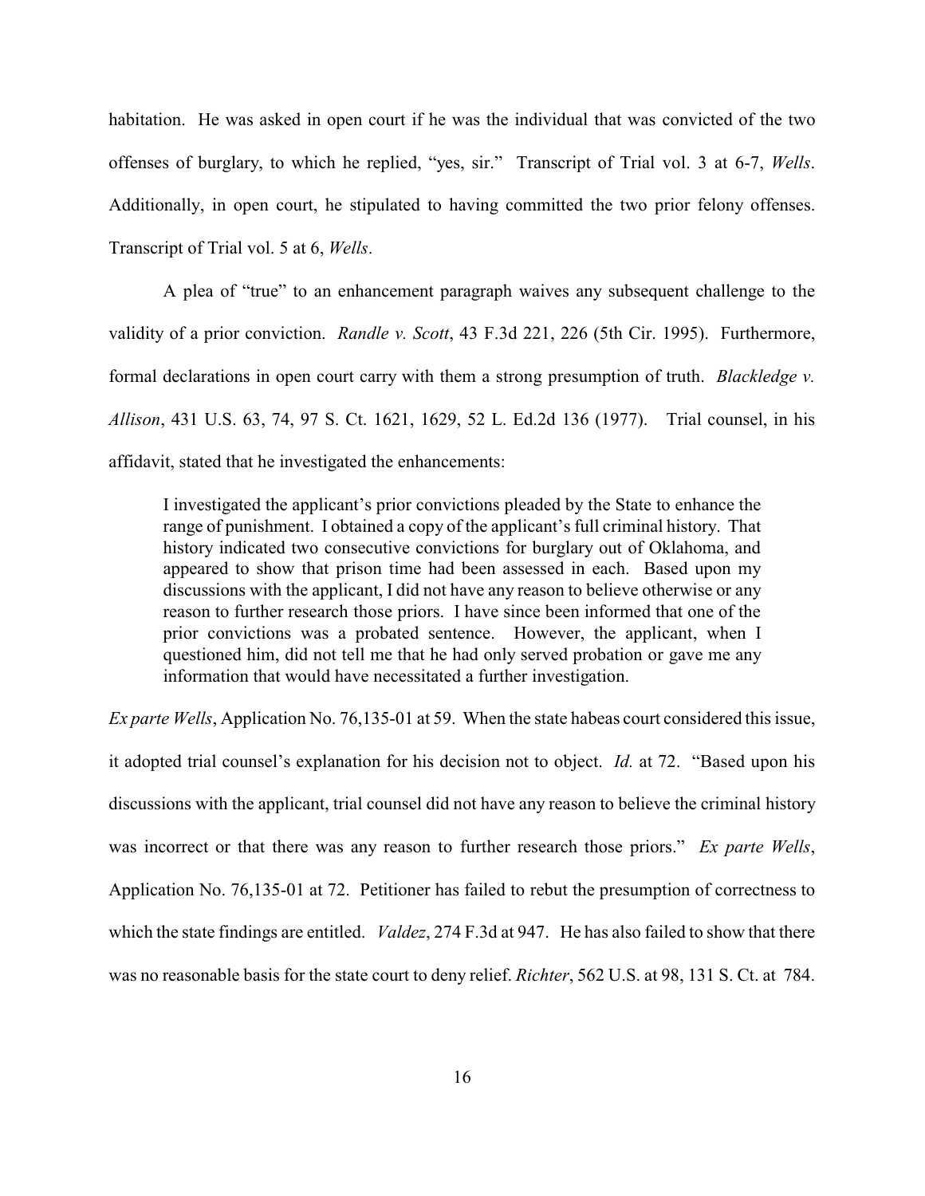habitation. He was asked in open court if he was the individual that was convicted of the two offenses of burglary, to which he replied, "yes, sir." Transcript of Trial vol. 3 at 6-7, *Wells*. Additionally, in open court, he stipulated to having committed the two prior felony offenses. Transcript of Trial vol. 5 at 6, *Wells*.

A plea of "true" to an enhancement paragraph waives any subsequent challenge to the validity of a prior conviction. *Randle v. Scott*, 43 F.3d 221, 226 (5th Cir. 1995). Furthermore, formal declarations in open court carry with them a strong presumption of truth. *Blackledge v. Allison*, 431 U.S. 63, 74, 97 S. Ct. 1621, 1629, 52 L. Ed.2d 136 (1977). Trial counsel, in his affidavit, stated that he investigated the enhancements:

> I investigated the applicant's prior convictions pleaded by the State to enhance the range of punishment. I obtained a copy of the applicant's full criminal history. That history indicated two consecutive convictions for burglary out of Oklahoma, and appeared to show that prison time had been assessed in each. Based upon my discussions with the applicant, I did not have any reason to believe otherwise or any reason to further research those priors. I have since been informed that one of the prior convictions was a probated sentence. However, the applicant, when I questioned him, did not tell me that he had only served probation or gave me any information that would have necessitated a further investigation.

*Ex parte Wells*, Application No. 76,135-01 at 59. When the state habeas court considered this issue, it adopted trial counsel's explanation for his decision not to object. *Id.* at 72. "Based upon his discussions with the applicant, trial counsel did not have any reason to believe the criminal history was incorrect or that there was any reason to further research those priors." *Ex parte Wells*, Application No. 76,135-01 at 72. Petitioner has failed to rebut the presumption of correctness to which the state findings are entitled. *Valdez*, 274 F.3d at 947. He has also failed to show that there was no reasonable basis for the state court to deny relief. *Richter*, 562 U.S. at 98, 131 S. Ct. at 784.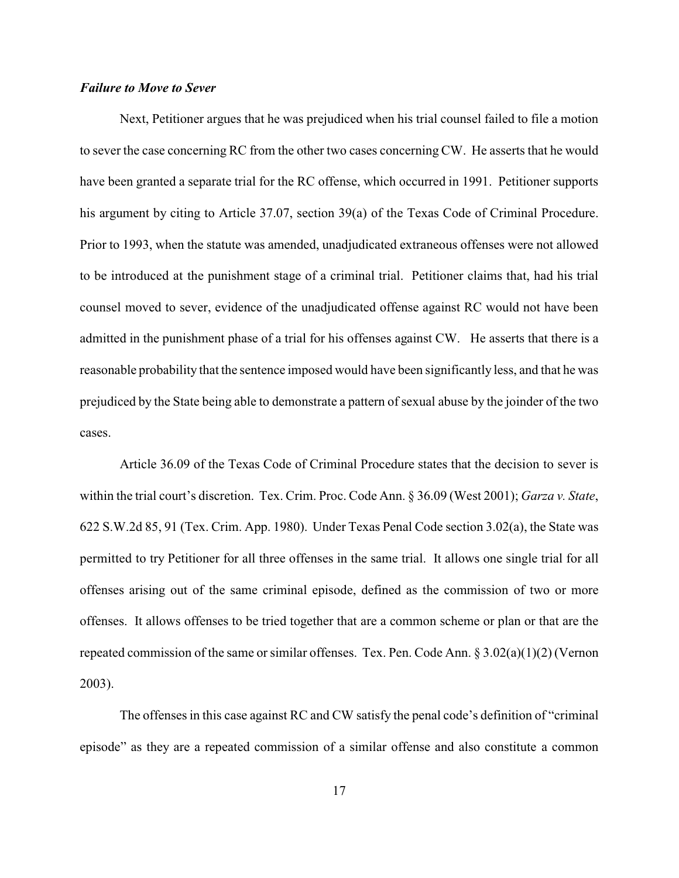***Failure to Move to Sever***

Next, Petitioner argues that he was prejudiced when his trial counsel failed to file a motion to sever the case concerning RC from the other two cases concerning CW. He asserts that he would have been granted a separate trial for the RC offense, which occurred in 1991. Petitioner supports his argument by citing to Article 37.07, section 39(a) of the Texas Code of Criminal Procedure. Prior to 1993, when the statute was amended, unadjudicated extraneous offenses were not allowed to be introduced at the punishment stage of a criminal trial. Petitioner claims that, had his trial counsel moved to sever, evidence of the unadjudicated offense against RC would not have been admitted in the punishment phase of a trial for his offenses against CW. He asserts that there is a reasonable probability that the sentence imposed would have been significantly less, and that he was prejudiced by the State being able to demonstrate a pattern of sexual abuse by the joinder of the two cases.

Article 36.09 of the Texas Code of Criminal Procedure states that the decision to sever is within the trial court's discretion. Tex. Crim. Proc. Code Ann. § 36.09 (West 2001); *Garza v. State*, 622 S.W.2d 85, 91 (Tex. Crim. App. 1980). Under Texas Penal Code section 3.02(a), the State was permitted to try Petitioner for all three offenses in the same trial. It allows one single trial for all offenses arising out of the same criminal episode, defined as the commission of two or more offenses. It allows offenses to be tried together that are a common scheme or plan or that are the repeated commission of the same or similar offenses. Tex. Pen. Code Ann. § 3.02(a)(1)(2) (Vernon 2003).

The offenses in this case against RC and CW satisfy the penal code's definition of "criminal episode" as they are a repeated commission of a similar offense and also constitute a common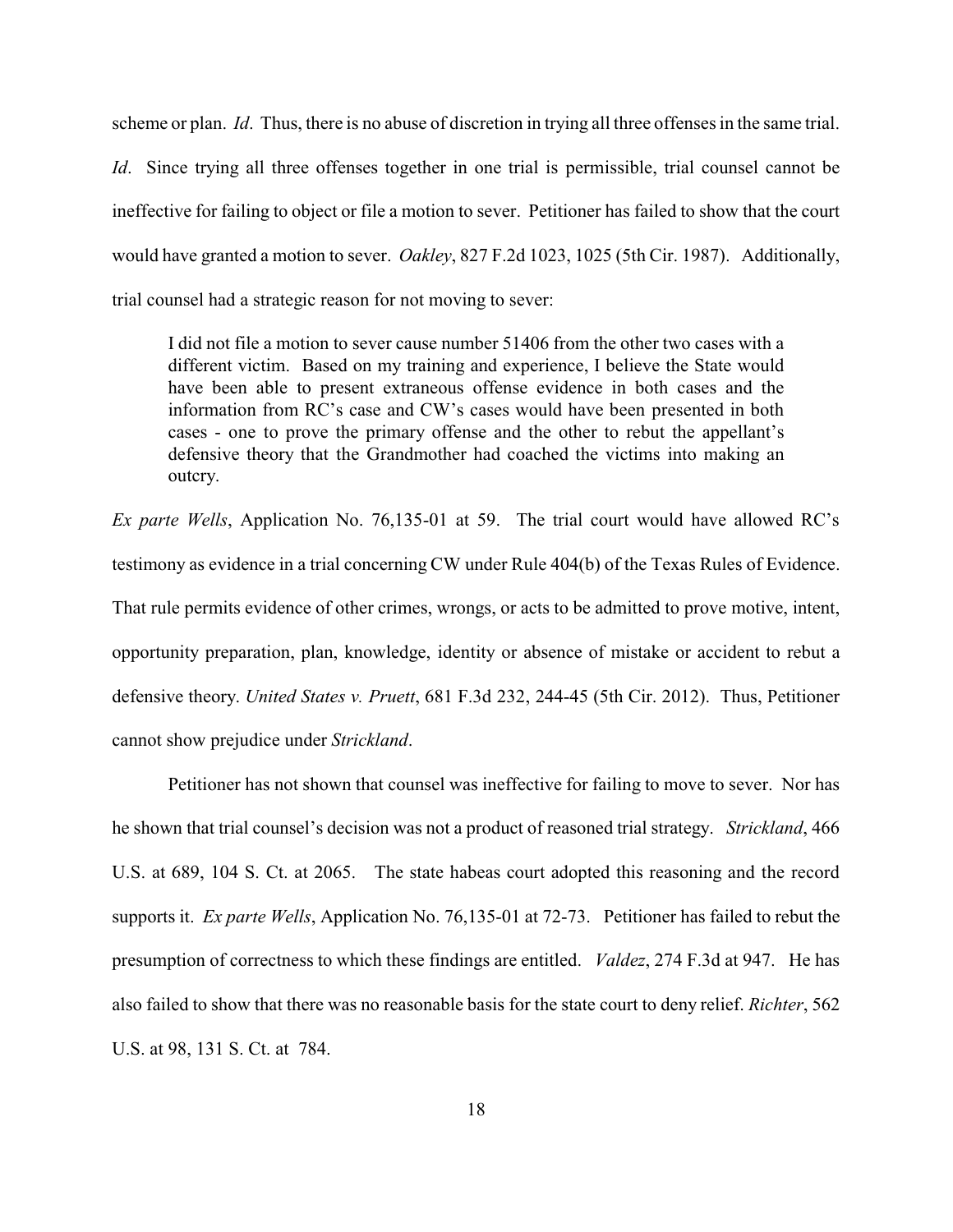scheme or plan. *Id*. Thus, there is no abuse of discretion in trying all three offenses in the same trial. *Id*. Since trying all three offenses together in one trial is permissible, trial counsel cannot be ineffective for failing to object or file a motion to sever. Petitioner has failed to show that the court would have granted a motion to sever. *Oakley*, 827 F.2d 1023, 1025 (5th Cir. 1987). Additionally, trial counsel had a strategic reason for not moving to sever:

> I did not file a motion to sever cause number 51406 from the other two cases with a different victim. Based on my training and experience, I believe the State would have been able to present extraneous offense evidence in both cases and the information from RC's case and CW's cases would have been presented in both cases - one to prove the primary offense and the other to rebut the appellant's defensive theory that the Grandmother had coached the victims into making an outcry.

*Ex parte Wells*, Application No. 76,135-01 at 59. The trial court would have allowed RC's testimony as evidence in a trial concerning CW under Rule 404(b) of the Texas Rules of Evidence. That rule permits evidence of other crimes, wrongs, or acts to be admitted to prove motive, intent, opportunity preparation, plan, knowledge, identity or absence of mistake or accident to rebut a defensive theory. *United States v. Pruett*, 681 F.3d 232, 244-45 (5th Cir. 2012). Thus, Petitioner cannot show prejudice under *Strickland*.

Petitioner has not shown that counsel was ineffective for failing to move to sever. Nor has he shown that trial counsel's decision was not a product of reasoned trial strategy. *Strickland*, 466 U.S. at 689, 104 S. Ct. at 2065. The state habeas court adopted this reasoning and the record supports it. *Ex parte Wells*, Application No. 76,135-01 at 72-73. Petitioner has failed to rebut the presumption of correctness to which these findings are entitled. *Valdez*, 274 F.3d at 947. He has also failed to show that there was no reasonable basis for the state court to deny relief. *Richter*, 562 U.S. at 98, 131 S. Ct. at 784.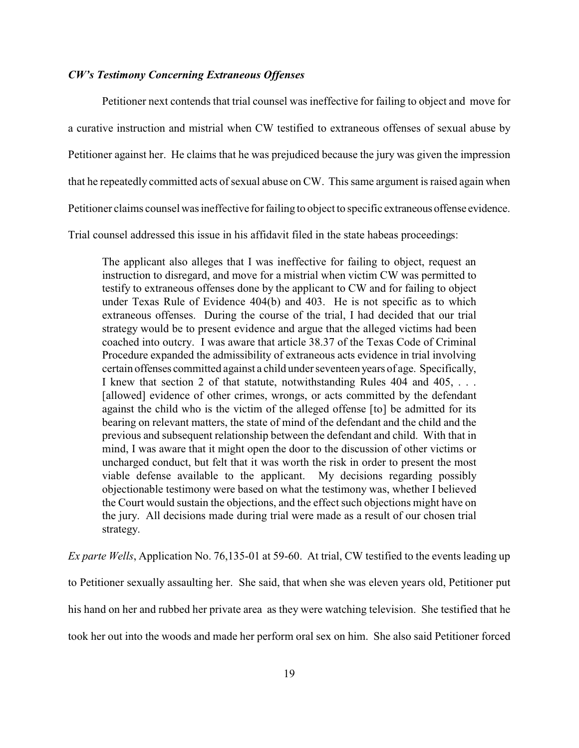***CW's Testimony Concerning Extraneous Offenses***

Petitioner next contends that trial counsel was ineffective for failing to object and move for a curative instruction and mistrial when CW testified to extraneous offenses of sexual abuse by Petitioner against her. He claims that he was prejudiced because the jury was given the impression that he repeatedly committed acts of sexual abuse on CW. This same argument is raised again when Petitioner claims counsel was ineffective for failing to object to specific extraneous offense evidence. Trial counsel addressed this issue in his affidavit filed in the state habeas proceedings:

> The applicant also alleges that I was ineffective for failing to object, request an instruction to disregard, and move for a mistrial when victim CW was permitted to testify to extraneous offenses done by the applicant to CW and for failing to object under Texas Rule of Evidence 404(b) and 403. He is not specific as to which extraneous offenses. During the course of the trial, I had decided that our trial strategy would be to present evidence and argue that the alleged victims had been coached into outcry. I was aware that article 38.37 of the Texas Code of Criminal Procedure expanded the admissibility of extraneous acts evidence in trial involving certain offenses committed against a child under seventeen years of age. Specifically, I knew that section 2 of that statute, notwithstanding Rules 404 and 405, . . . [allowed] evidence of other crimes, wrongs, or acts committed by the defendant against the child who is the victim of the alleged offense [to] be admitted for its bearing on relevant matters, the state of mind of the defendant and the child and the previous and subsequent relationship between the defendant and child. With that in mind, I was aware that it might open the door to the discussion of other victims or uncharged conduct, but felt that it was worth the risk in order to present the most viable defense available to the applicant. My decisions regarding possibly objectionable testimony were based on what the testimony was, whether I believed the Court would sustain the objections, and the effect such objections might have on the jury. All decisions made during trial were made as a result of our chosen trial strategy.

*Ex parte Wells*, Application No. 76,135-01 at 59-60. At trial, CW testified to the events leading up to Petitioner sexually assaulting her. She said, that when she was eleven years old, Petitioner put his hand on her and rubbed her private area as they were watching television. She testified that he took her out into the woods and made her perform oral sex on him. She also said Petitioner forced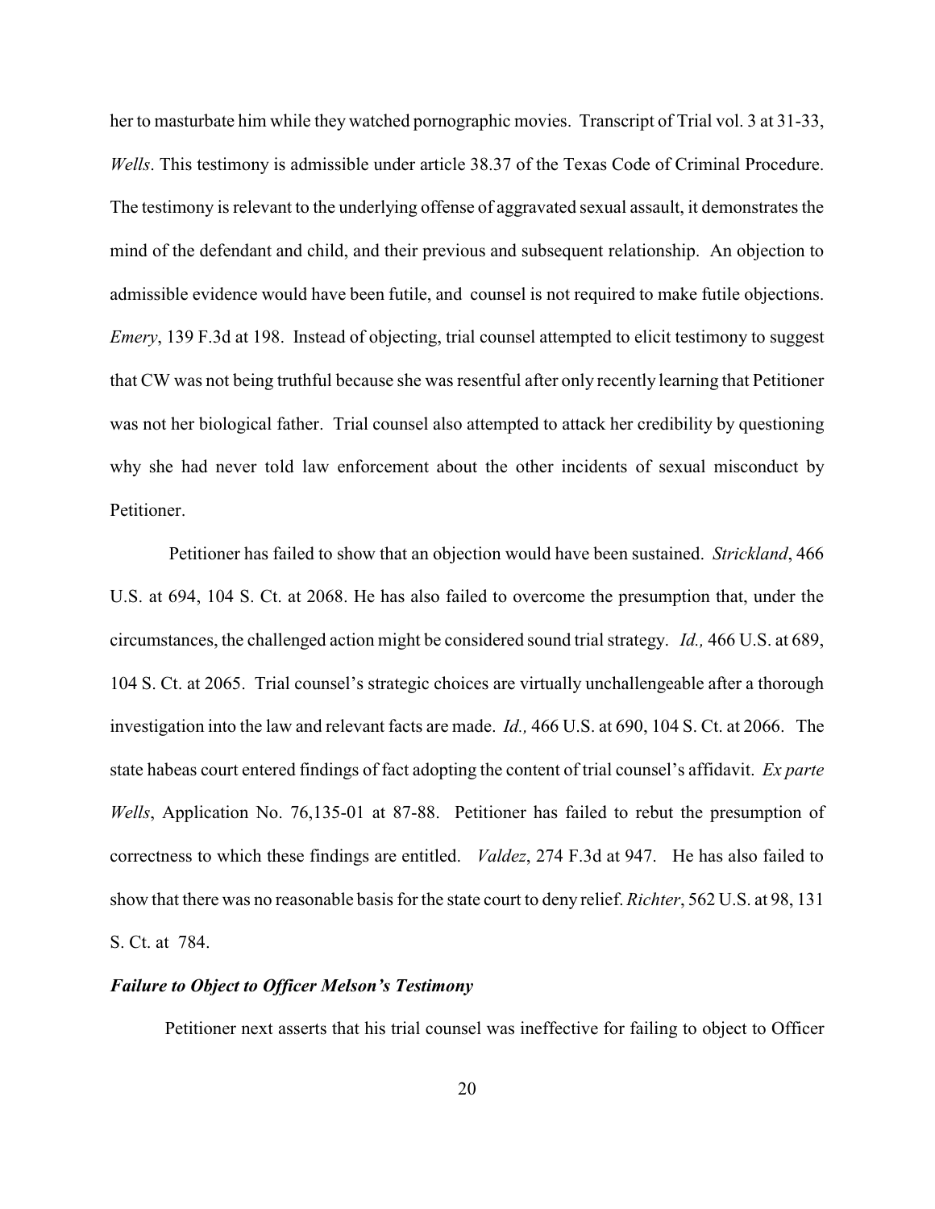her to masturbate him while they watched pornographic movies. Transcript of Trial vol. 3 at 31-33, *Wells*. This testimony is admissible under article 38.37 of the Texas Code of Criminal Procedure. The testimony is relevant to the underlying offense of aggravated sexual assault, it demonstrates the mind of the defendant and child, and their previous and subsequent relationship. An objection to admissible evidence would have been futile, and counsel is not required to make futile objections. *Emery*, 139 F.3d at 198. Instead of objecting, trial counsel attempted to elicit testimony to suggest that CW was not being truthful because she was resentful after only recently learning that Petitioner was not her biological father. Trial counsel also attempted to attack her credibility by questioning why she had never told law enforcement about the other incidents of sexual misconduct by Petitioner.

Petitioner has failed to show that an objection would have been sustained. *Strickland*, 466 U.S. at 694, 104 S. Ct. at 2068. He has also failed to overcome the presumption that, under the circumstances, the challenged action might be considered sound trial strategy. *Id.,* 466 U.S. at 689, 104 S. Ct. at 2065. Trial counsel's strategic choices are virtually unchallengeable after a thorough investigation into the law and relevant facts are made. *Id.,* 466 U.S. at 690, 104 S. Ct. at 2066. The state habeas court entered findings of fact adopting the content of trial counsel's affidavit. *Ex parte Wells*, Application No. 76,135-01 at 87-88. Petitioner has failed to rebut the presumption of correctness to which these findings are entitled. *Valdez*, 274 F.3d at 947. He has also failed to show that there was no reasonable basis for the state court to deny relief. *Richter*, 562 U.S. at 98, 131 S. Ct. at 784.

***Failure to Object to Officer Melson's Testimony***

Petitioner next asserts that his trial counsel was ineffective for failing to object to Officer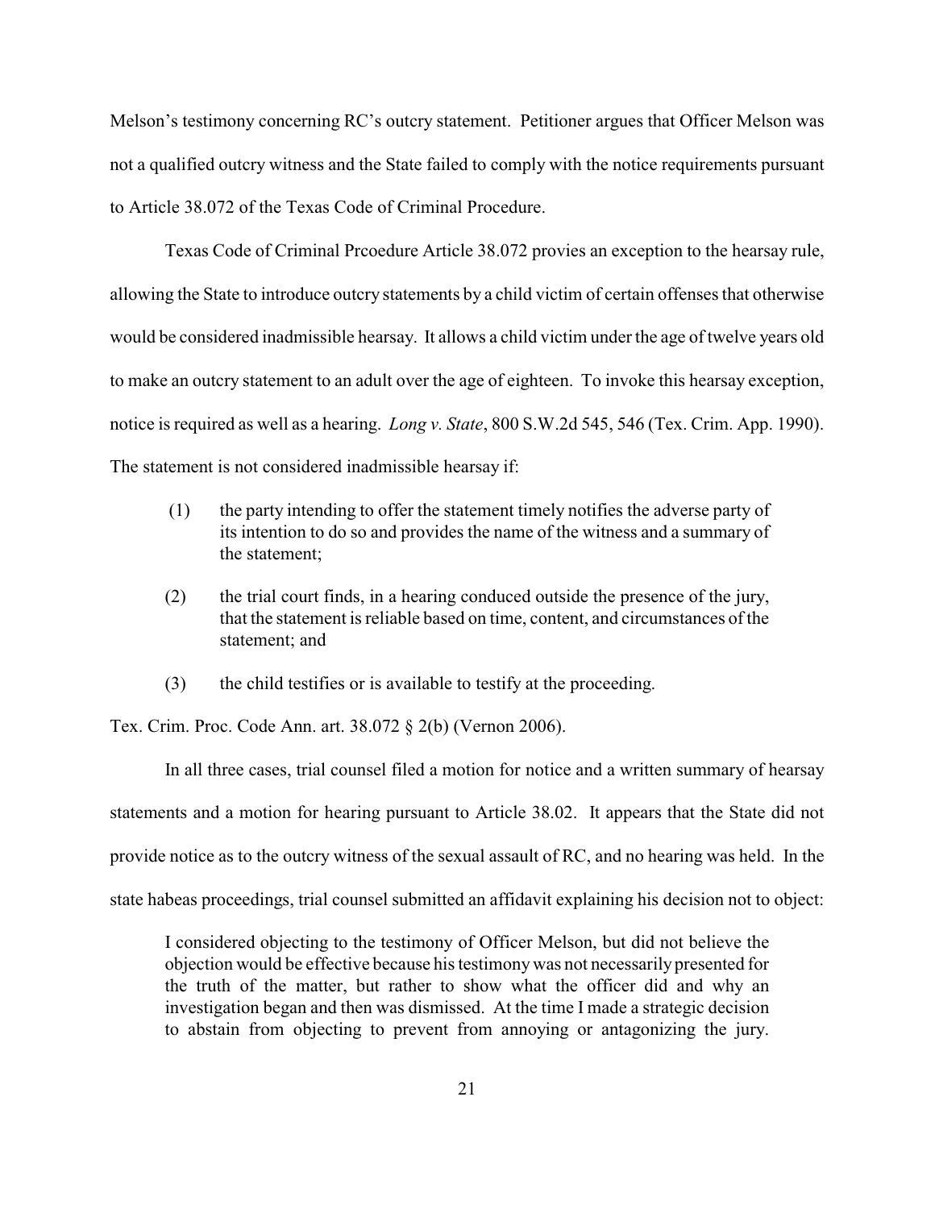Melson's testimony concerning RC's outcry statement. Petitioner argues that Officer Melson was not a qualified outcry witness and the State failed to comply with the notice requirements pursuant to Article 38.072 of the Texas Code of Criminal Procedure.

Texas Code of Criminal Prcoedure Article 38.072 provies an exception to the hearsay rule, allowing the State to introduce outcry statements by a child victim of certain offenses that otherwise would be considered inadmissible hearsay. It allows a child victim under the age of twelve years old to make an outcry statement to an adult over the age of eighteen. To invoke this hearsay exception, notice is required as well as a hearing. *Long v. State*, 800 S.W.2d 545, 546 (Tex. Crim. App. 1990). The statement is not considered inadmissible hearsay if:

> (1) the party intending to offer the statement timely notifies the adverse party of its intention to do so and provides the name of the witness and a summary of the statement;
>
> (2) the trial court finds, in a hearing conduced outside the presence of the jury, that the statement is reliable based on time, content, and circumstances of the statement; and
>
> (3) the child testifies or is available to testify at the proceeding.

Tex. Crim. Proc. Code Ann. art. 38.072 § 2(b) (Vernon 2006).

In all three cases, trial counsel filed a motion for notice and a written summary of hearsay statements and a motion for hearing pursuant to Article 38.02. It appears that the State did not provide notice as to the outcry witness of the sexual assault of RC, and no hearing was held. In the state habeas proceedings, trial counsel submitted an affidavit explaining his decision not to object:

> I considered objecting to the testimony of Officer Melson, but did not believe the objection would be effective because his testimony was not necessarily presented for the truth of the matter, but rather to show what the officer did and why an investigation began and then was dismissed. At the time I made a strategic decision to abstain from objecting to prevent from annoying or antagonizing the jury.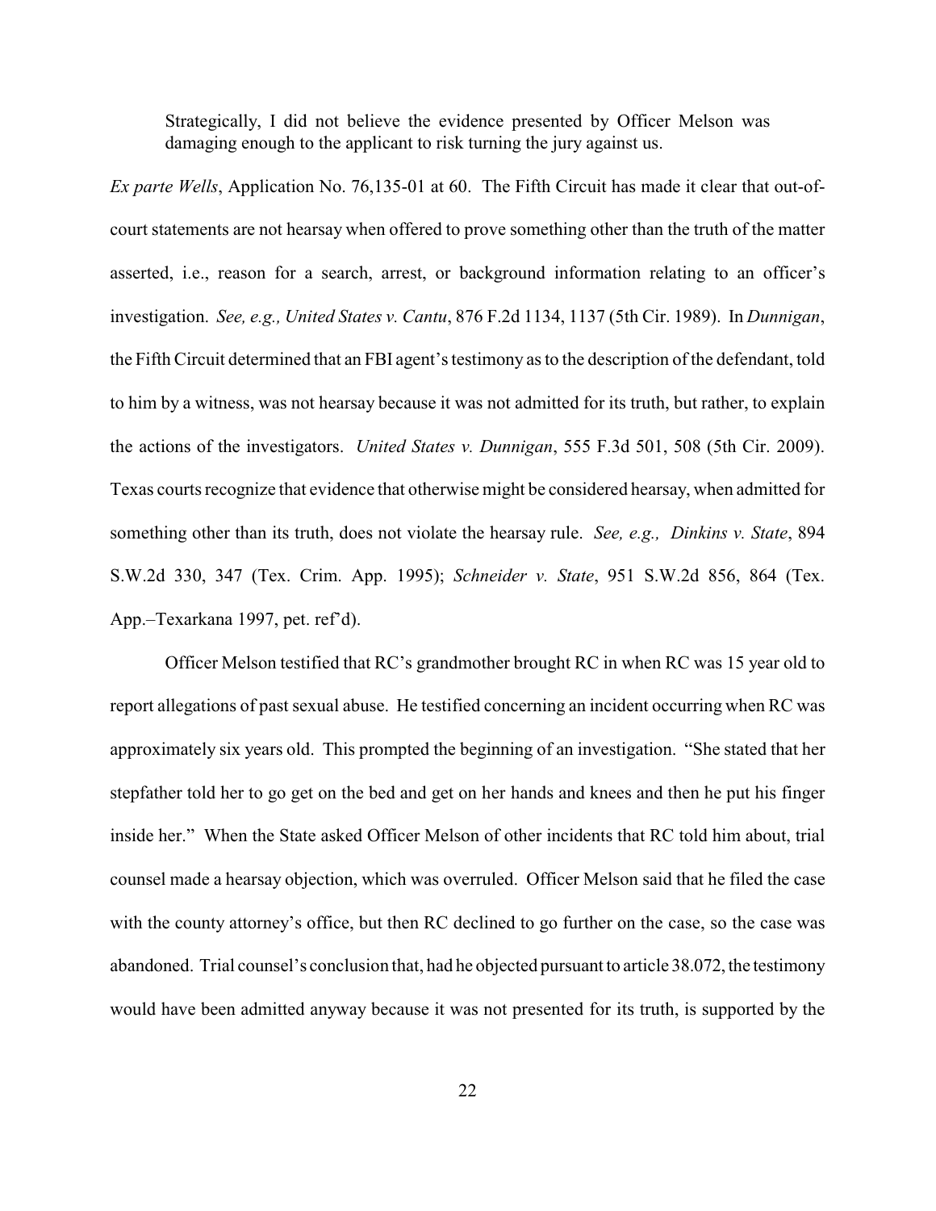> Strategically, I did not believe the evidence presented by Officer Melson was damaging enough to the applicant to risk turning the jury against us.

*Ex parte Wells*, Application No. 76,135-01 at 60. The Fifth Circuit has made it clear that out-of-court statements are not hearsay when offered to prove something other than the truth of the matter asserted, i.e., reason for a search, arrest, or background information relating to an officer's investigation. *See, e.g., United States v. Cantu*, 876 F.2d 1134, 1137 (5th Cir. 1989). In *Dunnigan*, the Fifth Circuit determined that an FBI agent's testimony as to the description of the defendant, told to him by a witness, was not hearsay because it was not admitted for its truth, but rather, to explain the actions of the investigators. *United States v. Dunnigan*, 555 F.3d 501, 508 (5th Cir. 2009). Texas courts recognize that evidence that otherwise might be considered hearsay, when admitted for something other than its truth, does not violate the hearsay rule. *See, e.g., Dinkins v. State*, 894 S.W.2d 330, 347 (Tex. Crim. App. 1995); *Schneider v. State*, 951 S.W.2d 856, 864 (Tex. App.–Texarkana 1997, pet. ref'd).

Officer Melson testified that RC's grandmother brought RC in when RC was 15 year old to report allegations of past sexual abuse. He testified concerning an incident occurring when RC was approximately six years old. This prompted the beginning of an investigation. "She stated that her stepfather told her to go get on the bed and get on her hands and knees and then he put his finger inside her." When the State asked Officer Melson of other incidents that RC told him about, trial counsel made a hearsay objection, which was overruled. Officer Melson said that he filed the case with the county attorney's office, but then RC declined to go further on the case, so the case was abandoned. Trial counsel's conclusion that, had he objected pursuant to article 38.072, the testimony would have been admitted anyway because it was not presented for its truth, is supported by the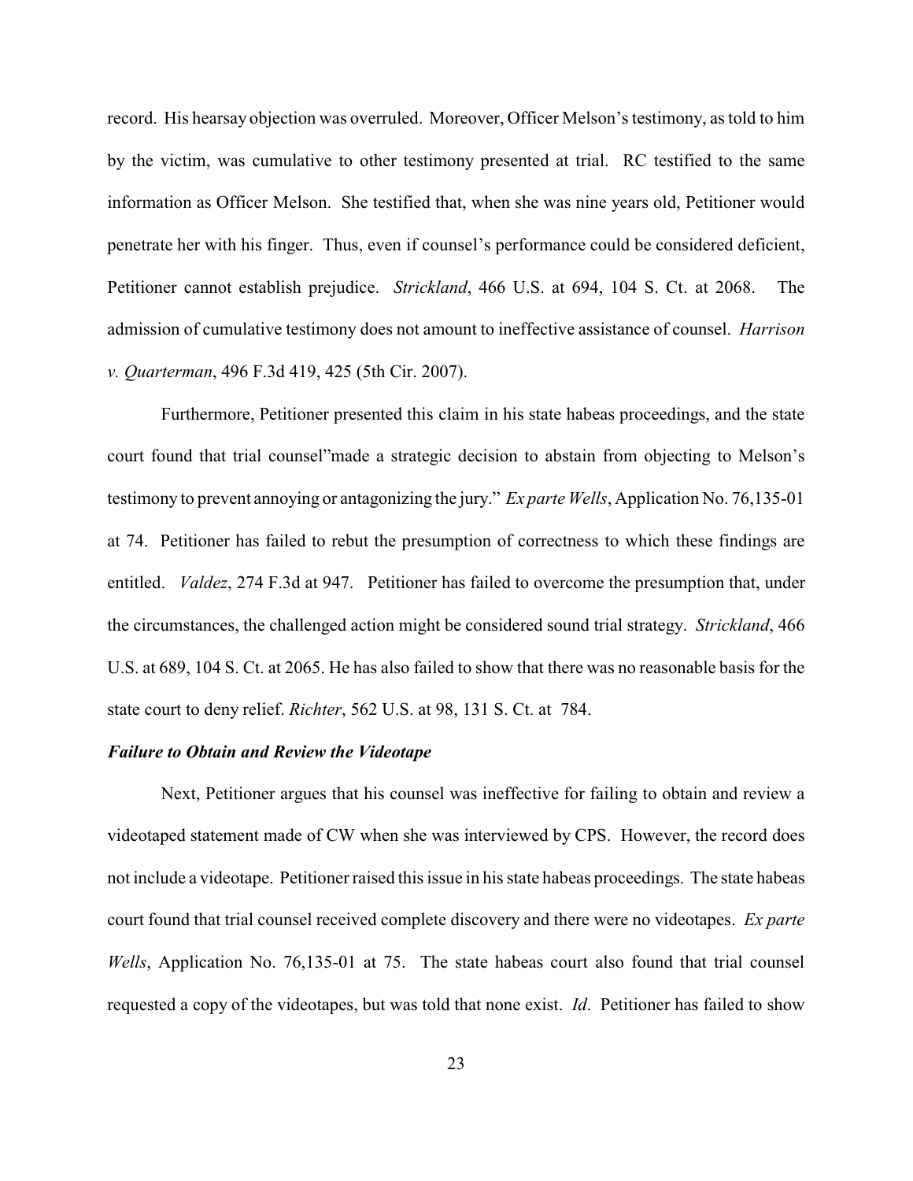record. His hearsay objection was overruled. Moreover, Officer Melson's testimony, as told to him by the victim, was cumulative to other testimony presented at trial. RC testified to the same information as Officer Melson. She testified that, when she was nine years old, Petitioner would penetrate her with his finger. Thus, even if counsel's performance could be considered deficient, Petitioner cannot establish prejudice. *Strickland*, 466 U.S. at 694, 104 S. Ct. at 2068. The admission of cumulative testimony does not amount to ineffective assistance of counsel. *Harrison v. Quarterman*, 496 F.3d 419, 425 (5th Cir. 2007).

Furthermore, Petitioner presented this claim in his state habeas proceedings, and the state court found that trial counsel"made a strategic decision to abstain from objecting to Melson's testimony to prevent annoying or antagonizing the jury." *Ex parte Wells*, Application No. 76,135-01 at 74. Petitioner has failed to rebut the presumption of correctness to which these findings are entitled. *Valdez*, 274 F.3d at 947. Petitioner has failed to overcome the presumption that, under the circumstances, the challenged action might be considered sound trial strategy. *Strickland*, 466 U.S. at 689, 104 S. Ct. at 2065. He has also failed to show that there was no reasonable basis for the state court to deny relief. *Richter*, 562 U.S. at 98, 131 S. Ct. at 784.

***Failure to Obtain and Review the Videotape***

Next, Petitioner argues that his counsel was ineffective for failing to obtain and review a videotaped statement made of CW when she was interviewed by CPS. However, the record does not include a videotape. Petitioner raised this issue in his state habeas proceedings. The state habeas court found that trial counsel received complete discovery and there were no videotapes. *Ex parte Wells*, Application No. 76,135-01 at 75. The state habeas court also found that trial counsel requested a copy of the videotapes, but was told that none exist. *Id*. Petitioner has failed to show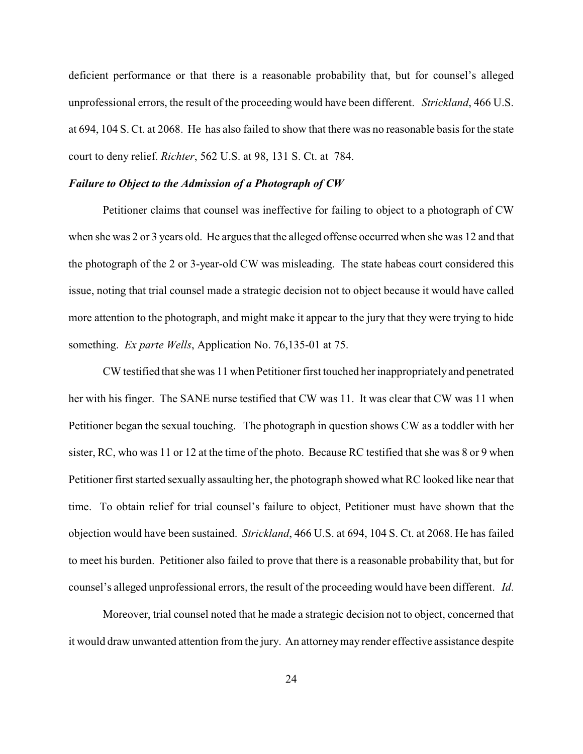deficient performance or that there is a reasonable probability that, but for counsel's alleged unprofessional errors, the result of the proceeding would have been different. *Strickland*, 466 U.S. at 694, 104 S. Ct. at 2068. He has also failed to show that there was no reasonable basis for the state court to deny relief. *Richter*, 562 U.S. at 98, 131 S. Ct. at 784.

***Failure to Object to the Admission of a Photograph of CW***

Petitioner claims that counsel was ineffective for failing to object to a photograph of CW when she was 2 or 3 years old. He argues that the alleged offense occurred when she was 12 and that the photograph of the 2 or 3-year-old CW was misleading. The state habeas court considered this issue, noting that trial counsel made a strategic decision not to object because it would have called more attention to the photograph, and might make it appear to the jury that they were trying to hide something. *Ex parte Wells*, Application No. 76,135-01 at 75.

CW testified that she was 11 when Petitioner first touched her inappropriately and penetrated her with his finger. The SANE nurse testified that CW was 11. It was clear that CW was 11 when Petitioner began the sexual touching. The photograph in question shows CW as a toddler with her sister, RC, who was 11 or 12 at the time of the photo. Because RC testified that she was 8 or 9 when Petitioner first started sexually assaulting her, the photograph showed what RC looked like near that time. To obtain relief for trial counsel's failure to object, Petitioner must have shown that the objection would have been sustained. *Strickland*, 466 U.S. at 694, 104 S. Ct. at 2068. He has failed to meet his burden. Petitioner also failed to prove that there is a reasonable probability that, but for counsel's alleged unprofessional errors, the result of the proceeding would have been different. *Id*.

Moreover, trial counsel noted that he made a strategic decision not to object, concerned that it would draw unwanted attention from the jury. An attorney may render effective assistance despite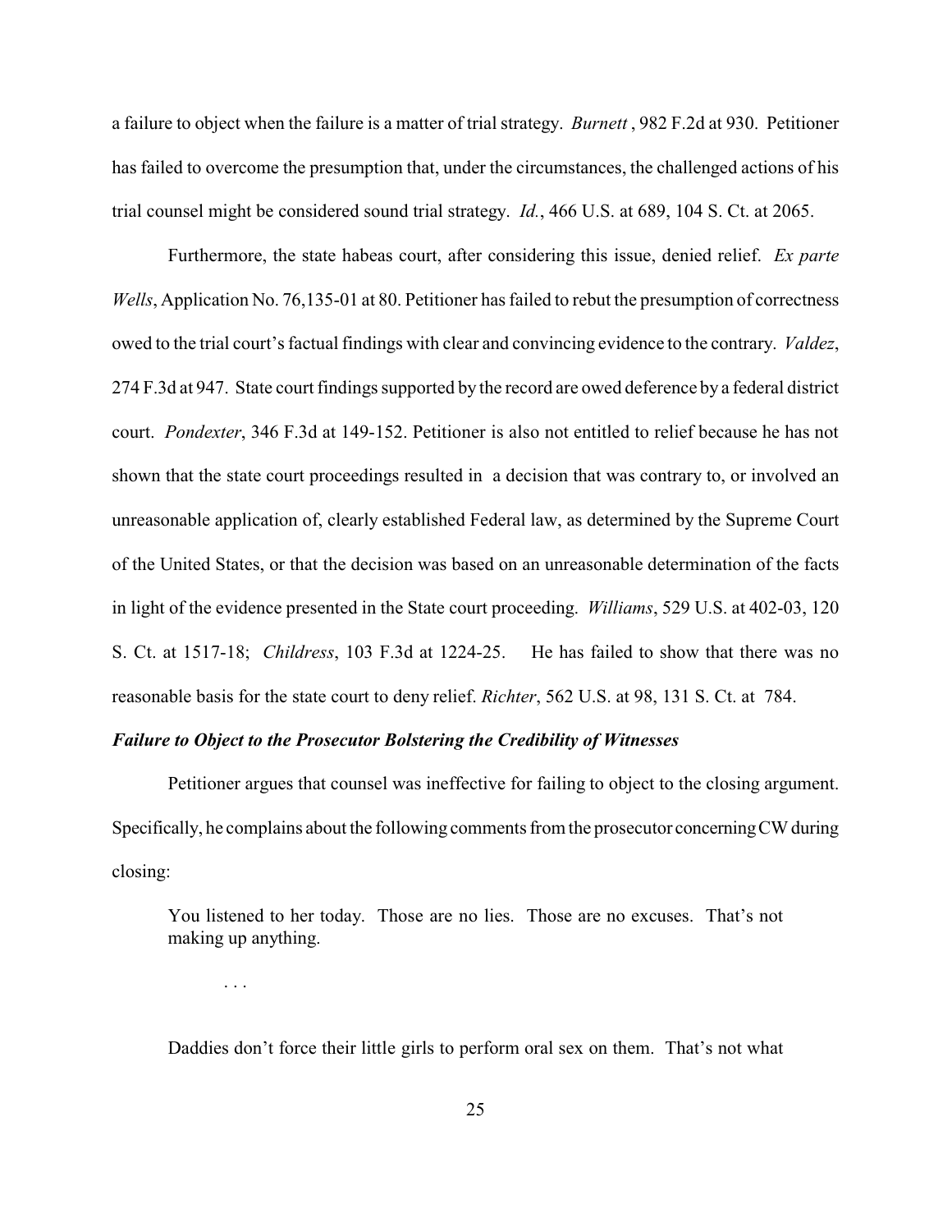a failure to object when the failure is a matter of trial strategy. *Burnett* , 982 F.2d at 930. Petitioner has failed to overcome the presumption that, under the circumstances, the challenged actions of his trial counsel might be considered sound trial strategy. *Id.*, 466 U.S. at 689, 104 S. Ct. at 2065.

Furthermore, the state habeas court, after considering this issue, denied relief. *Ex parte Wells*, Application No. 76,135-01 at 80. Petitioner has failed to rebut the presumption of correctness owed to the trial court's factual findings with clear and convincing evidence to the contrary. *Valdez*, 274 F.3d at 947. State court findings supported by the record are owed deference by a federal district court. *Pondexter*, 346 F.3d at 149-152. Petitioner is also not entitled to relief because he has not shown that the state court proceedings resulted in a decision that was contrary to, or involved an unreasonable application of, clearly established Federal law, as determined by the Supreme Court of the United States, or that the decision was based on an unreasonable determination of the facts in light of the evidence presented in the State court proceeding. *Williams*, 529 U.S. at 402-03, 120 S. Ct. at 1517-18; *Childress*, 103 F.3d at 1224-25. He has failed to show that there was no reasonable basis for the state court to deny relief. *Richter*, 562 U.S. at 98, 131 S. Ct. at 784.

***Failure to Object to the Prosecutor Bolstering the Credibility of Witnesses***

Petitioner argues that counsel was ineffective for failing to object to the closing argument. Specifically, he complains about the following comments from the prosecutor concerning CW during closing:

> You listened to her today. Those are no lies. Those are no excuses. That's not making up anything.
>
> . . .
>
> Daddies don't force their little girls to perform oral sex on them. That's not what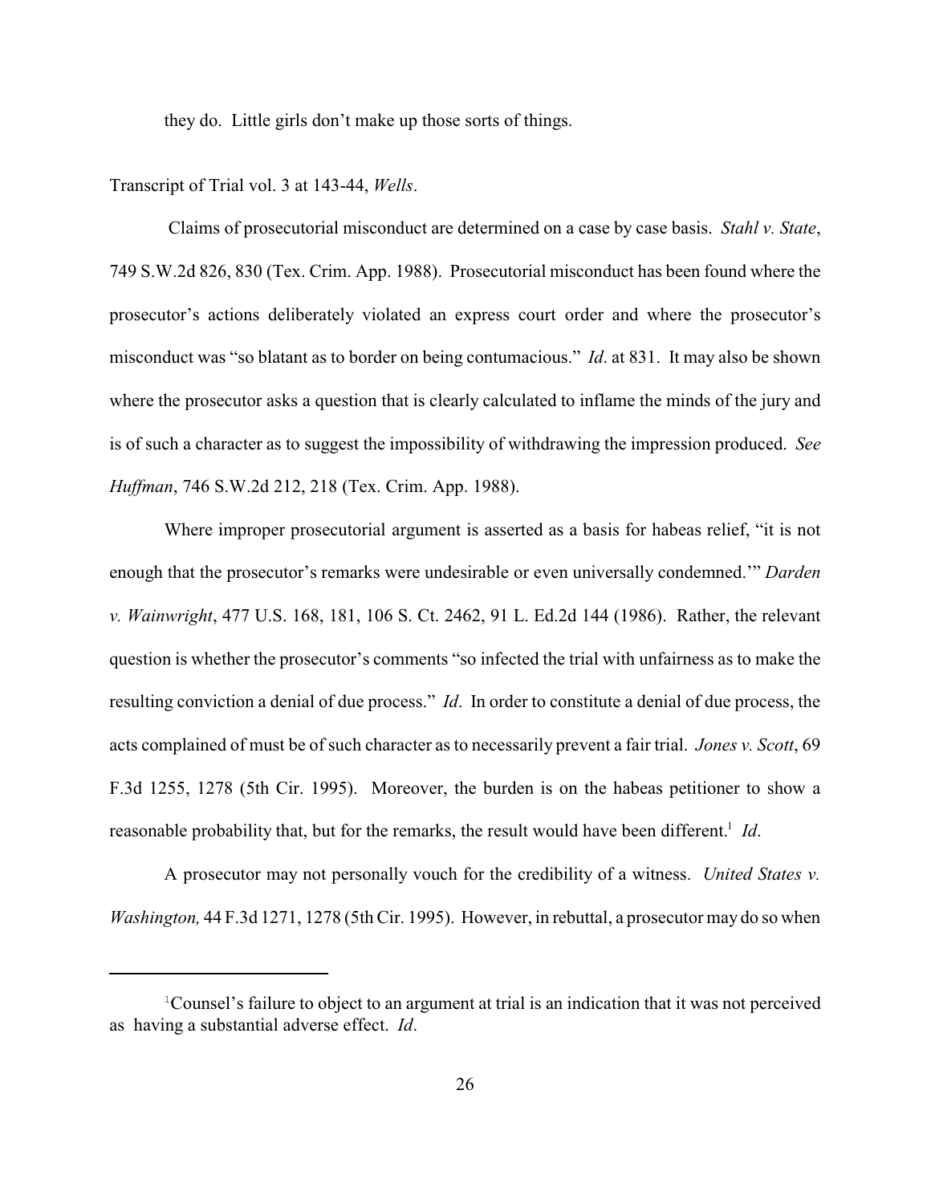they do. Little girls don't make up those sorts of things.

Transcript of Trial vol. 3 at 143-44, *Wells*.

Claims of prosecutorial misconduct are determined on a case by case basis. *Stahl v. State*, 749 S.W.2d 826, 830 (Tex. Crim. App. 1988). Prosecutorial misconduct has been found where the prosecutor's actions deliberately violated an express court order and where the prosecutor's misconduct was "so blatant as to border on being contumacious." *Id*. at 831. It may also be shown where the prosecutor asks a question that is clearly calculated to inflame the minds of the jury and is of such a character as to suggest the impossibility of withdrawing the impression produced. *See Huffman*, 746 S.W.2d 212, 218 (Tex. Crim. App. 1988).

Where improper prosecutorial argument is asserted as a basis for habeas relief, "it is not enough that the prosecutor's remarks were undesirable or even universally condemned.'" *Darden v. Wainwright*, 477 U.S. 168, 181, 106 S. Ct. 2462, 91 L. Ed.2d 144 (1986). Rather, the relevant question is whether the prosecutor's comments "so infected the trial with unfairness as to make the resulting conviction a denial of due process." *Id*. In order to constitute a denial of due process, the acts complained of must be of such character as to necessarily prevent a fair trial. *Jones v. Scott*, 69 F.3d 1255, 1278 (5th Cir. 1995). Moreover, the burden is on the habeas petitioner to show a reasonable probability that, but for the remarks, the result would have been different.[1] *Id*.

A prosecutor may not personally vouch for the credibility of a witness. *United States v. Washington,* 44 F.3d 1271, 1278 (5th Cir. 1995). However, in rebuttal, a prosecutor may do so when

---

[1] Counsel's failure to object to an argument at trial is an indication that it was not perceived as having a substantial adverse effect. *Id*.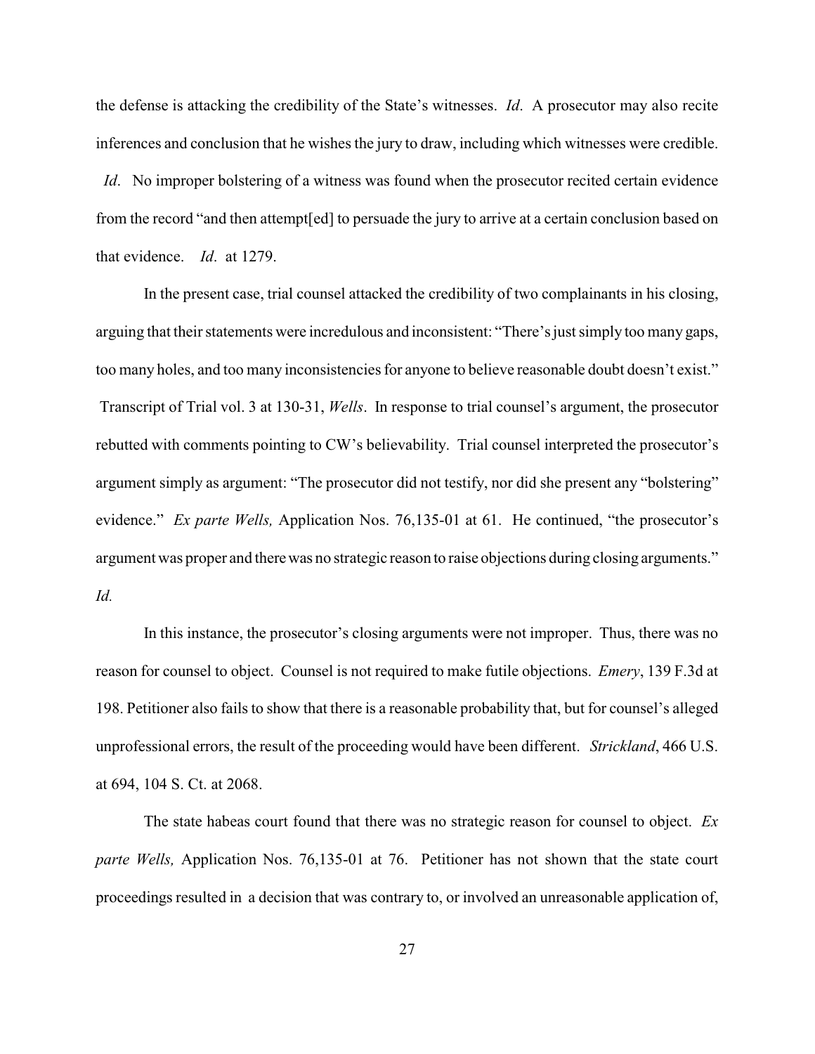the defense is attacking the credibility of the State's witnesses. *Id*. A prosecutor may also recite inferences and conclusion that he wishes the jury to draw, including which witnesses were credible. *Id*. No improper bolstering of a witness was found when the prosecutor recited certain evidence from the record "and then attempt[ed] to persuade the jury to arrive at a certain conclusion based on that evidence. *Id*. at 1279.

In the present case, trial counsel attacked the credibility of two complainants in his closing, arguing that their statements were incredulous and inconsistent: "There's just simply too many gaps, too many holes, and too many inconsistencies for anyone to believe reasonable doubt doesn't exist." Transcript of Trial vol. 3 at 130-31, *Wells*. In response to trial counsel's argument, the prosecutor rebutted with comments pointing to CW's believability. Trial counsel interpreted the prosecutor's argument simply as argument: "The prosecutor did not testify, nor did she present any "bolstering" evidence." *Ex parte Wells,* Application Nos. 76,135-01 at 61. He continued, "the prosecutor's argument was proper and there was no strategic reason to raise objections during closing arguments." *Id.*

In this instance, the prosecutor's closing arguments were not improper. Thus, there was no reason for counsel to object. Counsel is not required to make futile objections. *Emery*, 139 F.3d at 198. Petitioner also fails to show that there is a reasonable probability that, but for counsel's alleged unprofessional errors, the result of the proceeding would have been different. *Strickland*, 466 U.S. at 694, 104 S. Ct. at 2068.

The state habeas court found that there was no strategic reason for counsel to object. *Ex parte Wells,* Application Nos. 76,135-01 at 76. Petitioner has not shown that the state court proceedings resulted in a decision that was contrary to, or involved an unreasonable application of,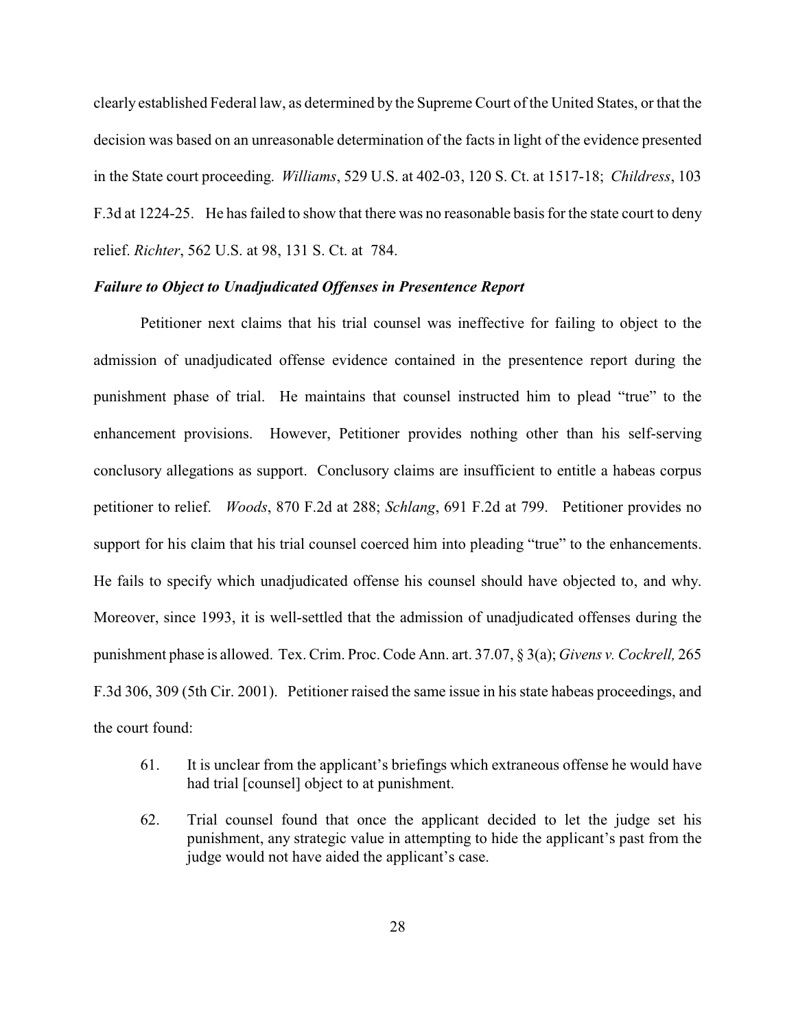clearly established Federal law, as determined by the Supreme Court of the United States, or that the decision was based on an unreasonable determination of the facts in light of the evidence presented in the State court proceeding. *Williams*, 529 U.S. at 402-03, 120 S. Ct. at 1517-18; *Childress*, 103 F.3d at 1224-25. He has failed to show that there was no reasonable basis for the state court to deny relief. *Richter*, 562 U.S. at 98, 131 S. Ct. at 784.

***Failure to Object to Unadjudicated Offenses in Presentence Report***

Petitioner next claims that his trial counsel was ineffective for failing to object to the admission of unadjudicated offense evidence contained in the presentence report during the punishment phase of trial. He maintains that counsel instructed him to plead "true" to the enhancement provisions. However, Petitioner provides nothing other than his self-serving conclusory allegations as support. Conclusory claims are insufficient to entitle a habeas corpus petitioner to relief. *Woods*, 870 F.2d at 288; *Schlang*, 691 F.2d at 799. Petitioner provides no support for his claim that his trial counsel coerced him into pleading "true" to the enhancements. He fails to specify which unadjudicated offense his counsel should have objected to, and why. Moreover, since 1993, it is well-settled that the admission of unadjudicated offenses during the punishment phase is allowed. Tex. Crim. Proc. Code Ann. art. 37.07, § 3(a); *Givens v. Cockrell,* 265 F.3d 306, 309 (5th Cir. 2001). Petitioner raised the same issue in his state habeas proceedings, and the court found:

> 61. It is unclear from the applicant's briefings which extraneous offense he would have had trial [counsel] object to at punishment.
>
> 62. Trial counsel found that once the applicant decided to let the judge set his punishment, any strategic value in attempting to hide the applicant's past from the judge would not have aided the applicant's case.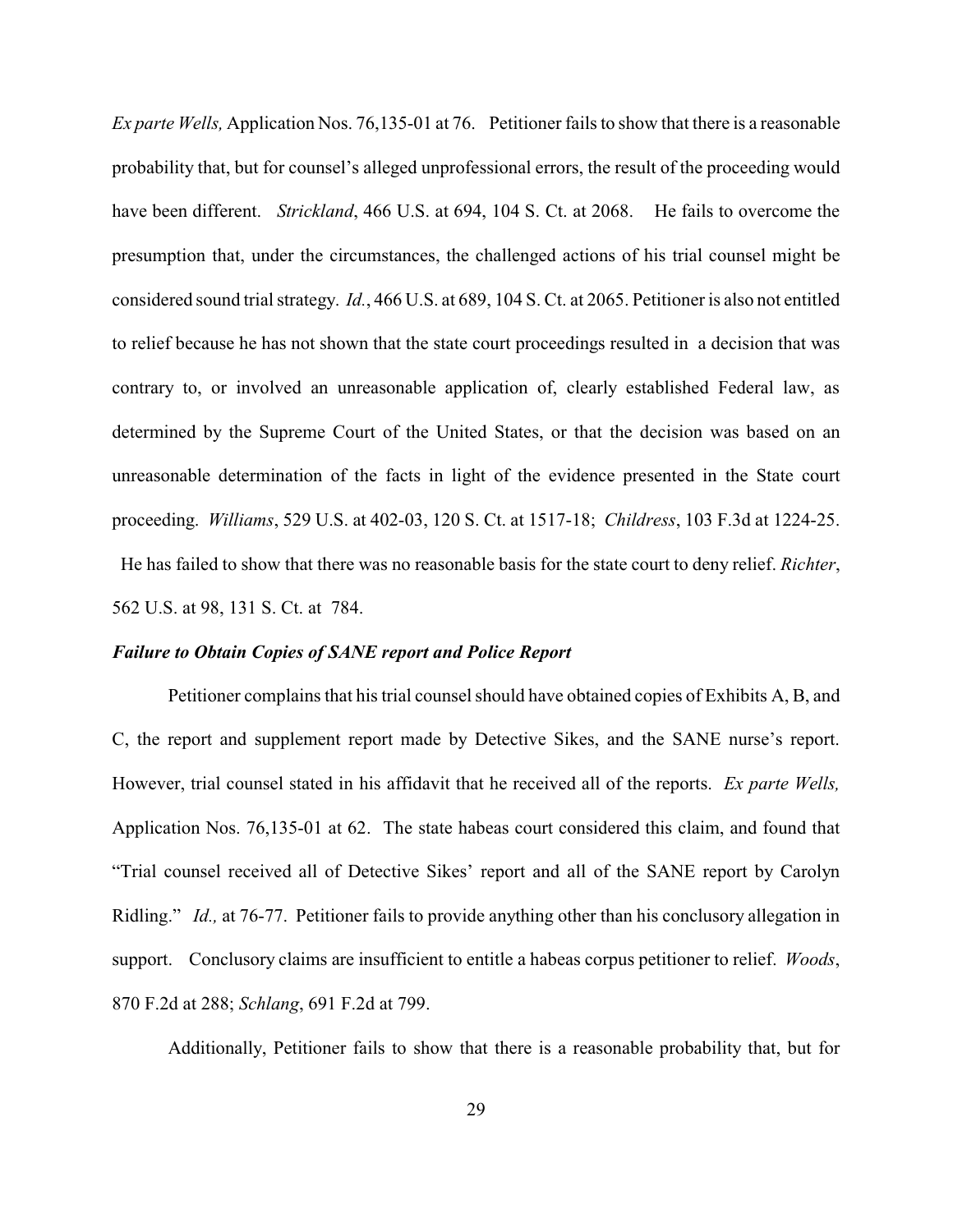*Ex parte Wells,* Application Nos. 76,135-01 at 76. Petitioner fails to show that there is a reasonable probability that, but for counsel's alleged unprofessional errors, the result of the proceeding would have been different. *Strickland*, 466 U.S. at 694, 104 S. Ct. at 2068. He fails to overcome the presumption that, under the circumstances, the challenged actions of his trial counsel might be considered sound trial strategy. *Id.*, 466 U.S. at 689, 104 S. Ct. at 2065. Petitioner is also not entitled to relief because he has not shown that the state court proceedings resulted in a decision that was contrary to, or involved an unreasonable application of, clearly established Federal law, as determined by the Supreme Court of the United States, or that the decision was based on an unreasonable determination of the facts in light of the evidence presented in the State court proceeding. *Williams*, 529 U.S. at 402-03, 120 S. Ct. at 1517-18; *Childress*, 103 F.3d at 1224-25. He has failed to show that there was no reasonable basis for the state court to deny relief. *Richter*, 562 U.S. at 98, 131 S. Ct. at 784.

***Failure to Obtain Copies of SANE report and Police Report***

Petitioner complains that his trial counsel should have obtained copies of Exhibits A, B, and C, the report and supplement report made by Detective Sikes, and the SANE nurse's report. However, trial counsel stated in his affidavit that he received all of the reports. *Ex parte Wells,* Application Nos. 76,135-01 at 62. The state habeas court considered this claim, and found that "Trial counsel received all of Detective Sikes' report and all of the SANE report by Carolyn Ridling." *Id.,* at 76-77. Petitioner fails to provide anything other than his conclusory allegation in support. Conclusory claims are insufficient to entitle a habeas corpus petitioner to relief. *Woods*, 870 F.2d at 288; *Schlang*, 691 F.2d at 799.

Additionally, Petitioner fails to show that there is a reasonable probability that, but for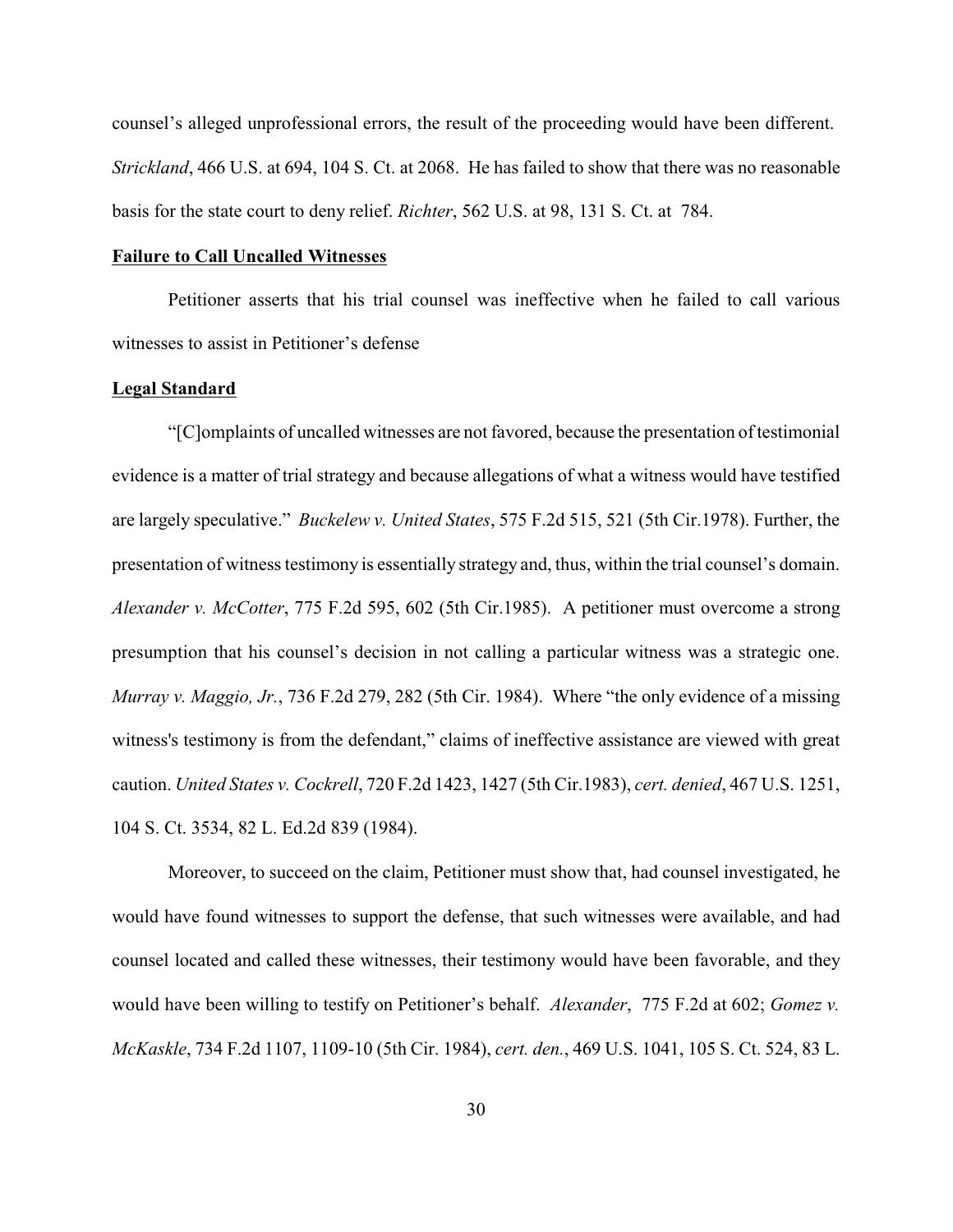counsel's alleged unprofessional errors, the result of the proceeding would have been different. *Strickland*, 466 U.S. at 694, 104 S. Ct. at 2068. He has failed to show that there was no reasonable basis for the state court to deny relief. *Richter*, 562 U.S. at 98, 131 S. Ct. at 784.

**<u>Failure to Call Uncalled Witnesses</u>**

Petitioner asserts that his trial counsel was ineffective when he failed to call various witnesses to assist in Petitioner's defense

**<u>Legal Standard</u>**

"[C]omplaints of uncalled witnesses are not favored, because the presentation of testimonial evidence is a matter of trial strategy and because allegations of what a witness would have testified are largely speculative." *Buckelew v. United States*, 575 F.2d 515, 521 (5th Cir.1978). Further, the presentation of witness testimony is essentially strategy and, thus, within the trial counsel's domain. *Alexander v. McCotter*, 775 F.2d 595, 602 (5th Cir.1985). A petitioner must overcome a strong presumption that his counsel's decision in not calling a particular witness was a strategic one. *Murray v. Maggio, Jr.*, 736 F.2d 279, 282 (5th Cir. 1984). Where "the only evidence of a missing witness's testimony is from the defendant," claims of ineffective assistance are viewed with great caution. *United States v. Cockrell*, 720 F.2d 1423, 1427 (5th Cir.1983), *cert. denied*, 467 U.S. 1251, 104 S. Ct. 3534, 82 L. Ed.2d 839 (1984).

Moreover, to succeed on the claim, Petitioner must show that, had counsel investigated, he would have found witnesses to support the defense, that such witnesses were available, and had counsel located and called these witnesses, their testimony would have been favorable, and they would have been willing to testify on Petitioner's behalf. *Alexander*, 775 F.2d at 602; *Gomez v. McKaskle*, 734 F.2d 1107, 1109-10 (5th Cir. 1984), *cert. den.*, 469 U.S. 1041, 105 S. Ct. 524, 83 L.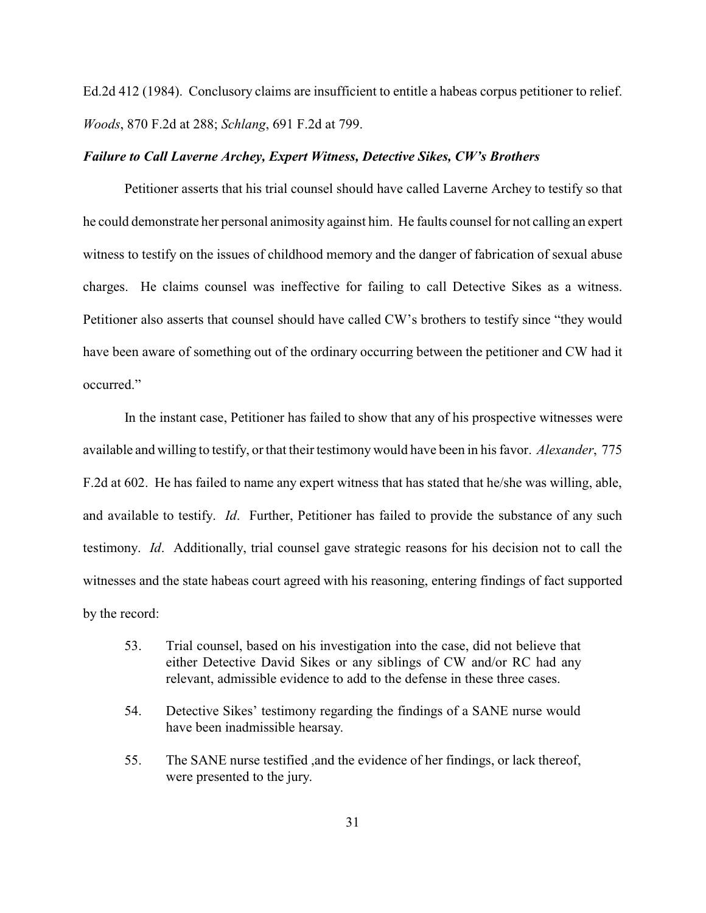Ed.2d 412 (1984). Conclusory claims are insufficient to entitle a habeas corpus petitioner to relief. *Woods*, 870 F.2d at 288; *Schlang*, 691 F.2d at 799.

***Failure to Call Laverne Archey, Expert Witness, Detective Sikes, CW's Brothers***

Petitioner asserts that his trial counsel should have called Laverne Archey to testify so that he could demonstrate her personal animosity against him. He faults counsel for not calling an expert witness to testify on the issues of childhood memory and the danger of fabrication of sexual abuse charges. He claims counsel was ineffective for failing to call Detective Sikes as a witness. Petitioner also asserts that counsel should have called CW's brothers to testify since "they would have been aware of something out of the ordinary occurring between the petitioner and CW had it occurred."

In the instant case, Petitioner has failed to show that any of his prospective witnesses were available and willing to testify, or that their testimony would have been in his favor. *Alexander*, 775 F.2d at 602. He has failed to name any expert witness that has stated that he/she was willing, able, and available to testify. *Id*. Further, Petitioner has failed to provide the substance of any such testimony. *Id*. Additionally, trial counsel gave strategic reasons for his decision not to call the witnesses and the state habeas court agreed with his reasoning, entering findings of fact supported by the record:

> 53. Trial counsel, based on his investigation into the case, did not believe that either Detective David Sikes or any siblings of CW and/or RC had any relevant, admissible evidence to add to the defense in these three cases.
>
> 54. Detective Sikes' testimony regarding the findings of a SANE nurse would have been inadmissible hearsay.
>
> 55. The SANE nurse testified ,and the evidence of her findings, or lack thereof, were presented to the jury.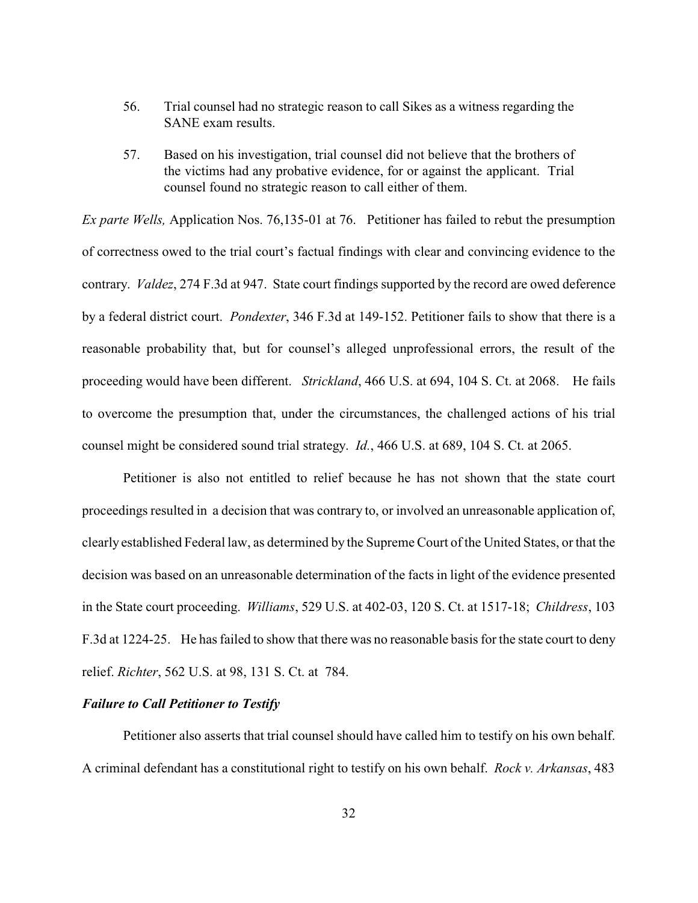56. Trial counsel had no strategic reason to call Sikes as a witness regarding the SANE exam results.

57. Based on his investigation, trial counsel did not believe that the brothers of the victims had any probative evidence, for or against the applicant. Trial counsel found no strategic reason to call either of them.

*Ex parte Wells,* Application Nos. 76,135-01 at 76. Petitioner has failed to rebut the presumption of correctness owed to the trial court's factual findings with clear and convincing evidence to the contrary. *Valdez*, 274 F.3d at 947. State court findings supported by the record are owed deference by a federal district court. *Pondexter*, 346 F.3d at 149-152. Petitioner fails to show that there is a reasonable probability that, but for counsel's alleged unprofessional errors, the result of the proceeding would have been different. *Strickland*, 466 U.S. at 694, 104 S. Ct. at 2068. He fails to overcome the presumption that, under the circumstances, the challenged actions of his trial counsel might be considered sound trial strategy. *Id.*, 466 U.S. at 689, 104 S. Ct. at 2065.

Petitioner is also not entitled to relief because he has not shown that the state court proceedings resulted in a decision that was contrary to, or involved an unreasonable application of, clearly established Federal law, as determined by the Supreme Court of the United States, or that the decision was based on an unreasonable determination of the facts in light of the evidence presented in the State court proceeding. *Williams*, 529 U.S. at 402-03, 120 S. Ct. at 1517-18; *Childress*, 103 F.3d at 1224-25. He has failed to show that there was no reasonable basis for the state court to deny relief. *Richter*, 562 U.S. at 98, 131 S. Ct. at 784.

***Failure to Call Petitioner to Testify***

Petitioner also asserts that trial counsel should have called him to testify on his own behalf. A criminal defendant has a constitutional right to testify on his own behalf. *Rock v. Arkansas*, 483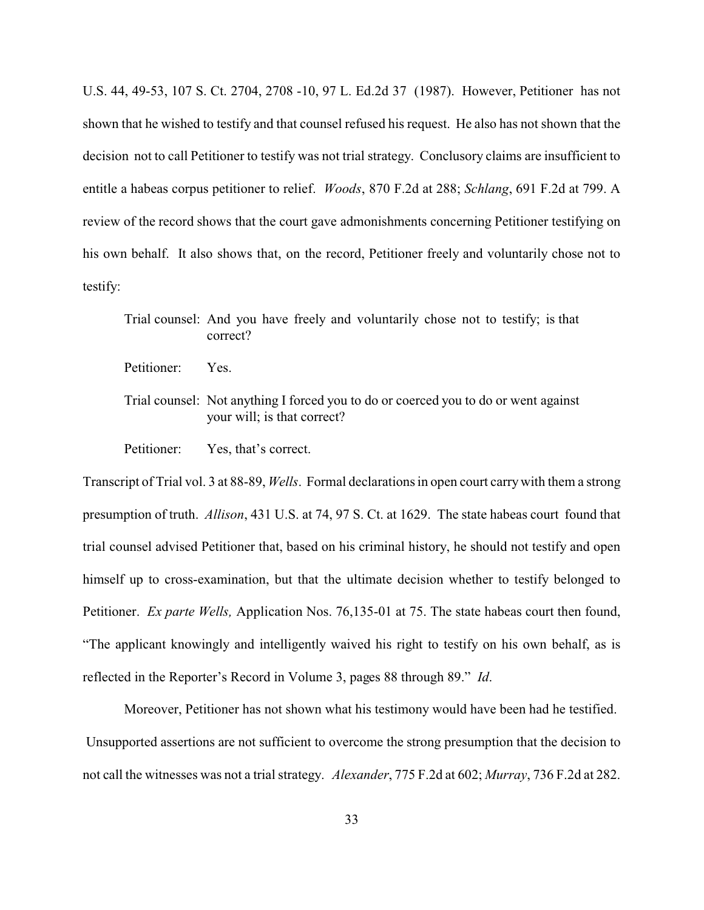U.S. 44, 49-53, 107 S. Ct. 2704, 2708 -10, 97 L. Ed.2d 37 (1987). However, Petitioner has not shown that he wished to testify and that counsel refused his request. He also has not shown that the decision not to call Petitioner to testify was not trial strategy. Conclusory claims are insufficient to entitle a habeas corpus petitioner to relief. *Woods*, 870 F.2d at 288; *Schlang*, 691 F.2d at 799. A review of the record shows that the court gave admonishments concerning Petitioner testifying on his own behalf. It also shows that, on the record, Petitioner freely and voluntarily chose not to testify:

> Trial counsel: And you have freely and voluntarily chose not to testify; is that correct?
>
> Petitioner: Yes.
>
> Trial counsel: Not anything I forced you to do or coerced you to do or went against your will; is that correct?
>
> Petitioner: Yes, that's correct.

Transcript of Trial vol. 3 at 88-89, *Wells*. Formal declarations in open court carry with them a strong presumption of truth. *Allison*, 431 U.S. at 74, 97 S. Ct. at 1629. The state habeas court found that trial counsel advised Petitioner that, based on his criminal history, he should not testify and open himself up to cross-examination, but that the ultimate decision whether to testify belonged to Petitioner. *Ex parte Wells,* Application Nos. 76,135-01 at 75. The state habeas court then found, "The applicant knowingly and intelligently waived his right to testify on his own behalf, as is reflected in the Reporter's Record in Volume 3, pages 88 through 89." *Id*.

Moreover, Petitioner has not shown what his testimony would have been had he testified. Unsupported assertions are not sufficient to overcome the strong presumption that the decision to not call the witnesses was not a trial strategy. *Alexander*, 775 F.2d at 602; *Murray*, 736 F.2d at 282.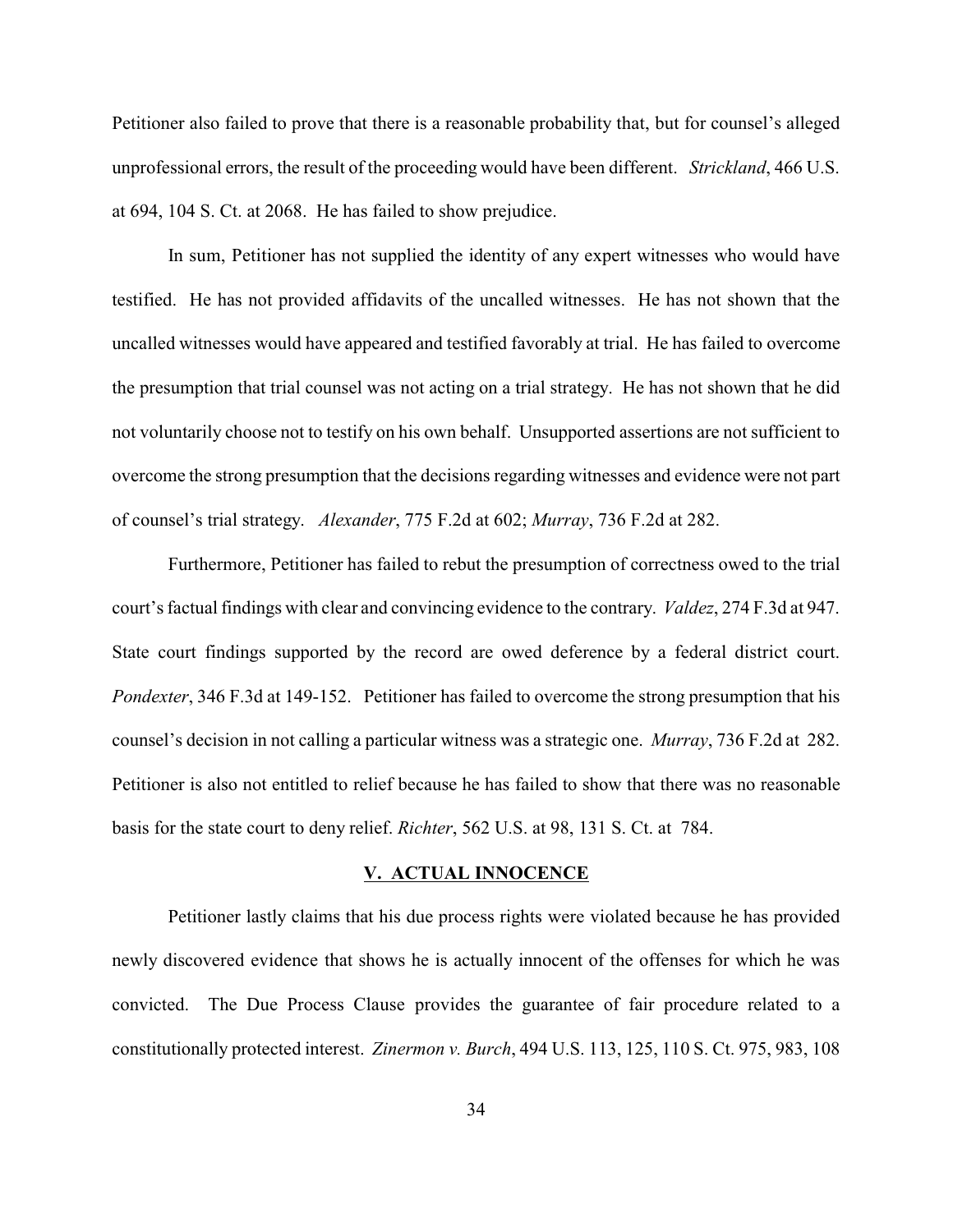Petitioner also failed to prove that there is a reasonable probability that, but for counsel's alleged unprofessional errors, the result of the proceeding would have been different. *Strickland*, 466 U.S. at 694, 104 S. Ct. at 2068. He has failed to show prejudice.

In sum, Petitioner has not supplied the identity of any expert witnesses who would have testified. He has not provided affidavits of the uncalled witnesses. He has not shown that the uncalled witnesses would have appeared and testified favorably at trial. He has failed to overcome the presumption that trial counsel was not acting on a trial strategy. He has not shown that he did not voluntarily choose not to testify on his own behalf. Unsupported assertions are not sufficient to overcome the strong presumption that the decisions regarding witnesses and evidence were not part of counsel's trial strategy. *Alexander*, 775 F.2d at 602; *Murray*, 736 F.2d at 282.

Furthermore, Petitioner has failed to rebut the presumption of correctness owed to the trial court's factual findings with clear and convincing evidence to the contrary. *Valdez*, 274 F.3d at 947. State court findings supported by the record are owed deference by a federal district court. *Pondexter*, 346 F.3d at 149-152. Petitioner has failed to overcome the strong presumption that his counsel's decision in not calling a particular witness was a strategic one. *Murray*, 736 F.2d at 282. Petitioner is also not entitled to relief because he has failed to show that there was no reasonable basis for the state court to deny relief. *Richter*, 562 U.S. at 98, 131 S. Ct. at 784.

## V. ACTUAL INNOCENCE

Petitioner lastly claims that his due process rights were violated because he has provided newly discovered evidence that shows he is actually innocent of the offenses for which he was convicted. The Due Process Clause provides the guarantee of fair procedure related to a constitutionally protected interest. *Zinermon v. Burch*, 494 U.S. 113, 125, 110 S. Ct. 975, 983, 108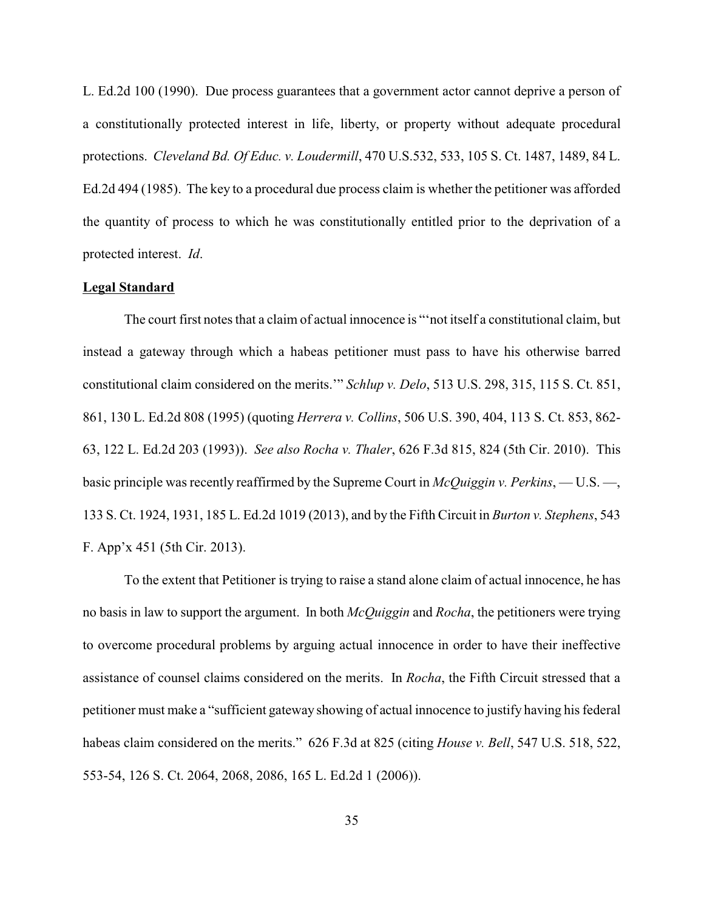L. Ed.2d 100 (1990). Due process guarantees that a government actor cannot deprive a person of a constitutionally protected interest in life, liberty, or property without adequate procedural protections. *Cleveland Bd. Of Educ. v. Loudermill*, 470 U.S.532, 533, 105 S. Ct. 1487, 1489, 84 L. Ed.2d 494 (1985). The key to a procedural due process claim is whether the petitioner was afforded the quantity of process to which he was constitutionally entitled prior to the deprivation of a protected interest. *Id*.

**Legal Standard**

The court first notes that a claim of actual innocence is "'not itself a constitutional claim, but instead a gateway through which a habeas petitioner must pass to have his otherwise barred constitutional claim considered on the merits.'" *Schlup v. Delo*, 513 U.S. 298, 315, 115 S. Ct. 851, 861, 130 L. Ed.2d 808 (1995) (quoting *Herrera v. Collins*, 506 U.S. 390, 404, 113 S. Ct. 853, 862-63, 122 L. Ed.2d 203 (1993)). *See also Rocha v. Thaler*, 626 F.3d 815, 824 (5th Cir. 2010). This basic principle was recently reaffirmed by the Supreme Court in *McQuiggin v. Perkins*, — U.S. —, 133 S. Ct. 1924, 1931, 185 L. Ed.2d 1019 (2013), and by the Fifth Circuit in *Burton v. Stephens*, 543 F. App'x 451 (5th Cir. 2013).

To the extent that Petitioner is trying to raise a stand alone claim of actual innocence, he has no basis in law to support the argument. In both *McQuiggin* and *Rocha*, the petitioners were trying to overcome procedural problems by arguing actual innocence in order to have their ineffective assistance of counsel claims considered on the merits. In *Rocha*, the Fifth Circuit stressed that a petitioner must make a "sufficient gateway showing of actual innocence to justify having his federal habeas claim considered on the merits." 626 F.3d at 825 (citing *House v. Bell*, 547 U.S. 518, 522, 553-54, 126 S. Ct. 2064, 2068, 2086, 165 L. Ed.2d 1 (2006)).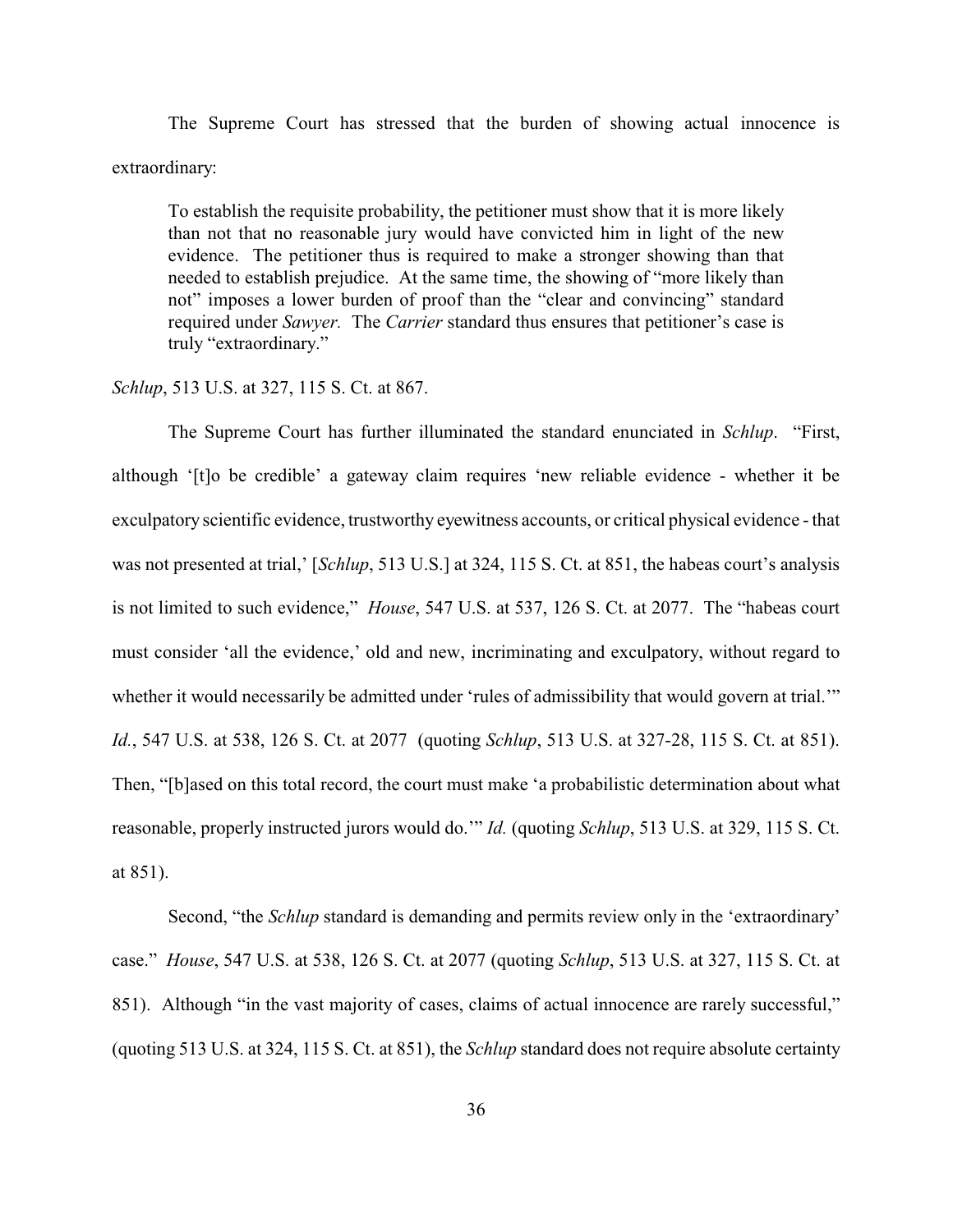The Supreme Court has stressed that the burden of showing actual innocence is extraordinary:

> To establish the requisite probability, the petitioner must show that it is more likely than not that no reasonable jury would have convicted him in light of the new evidence. The petitioner thus is required to make a stronger showing than that needed to establish prejudice. At the same time, the showing of "more likely than not" imposes a lower burden of proof than the "clear and convincing" standard required under *Sawyer.* The *Carrier* standard thus ensures that petitioner's case is truly "extraordinary."

*Schlup*, 513 U.S. at 327, 115 S. Ct. at 867.

The Supreme Court has further illuminated the standard enunciated in *Schlup*. "First, although '[t]o be credible' a gateway claim requires 'new reliable evidence - whether it be exculpatory scientific evidence, trustworthy eyewitness accounts, or critical physical evidence - that was not presented at trial,' [*Schlup*, 513 U.S.] at 324, 115 S. Ct. at 851, the habeas court's analysis is not limited to such evidence," *House*, 547 U.S. at 537, 126 S. Ct. at 2077. The "habeas court must consider 'all the evidence,' old and new, incriminating and exculpatory, without regard to whether it would necessarily be admitted under 'rules of admissibility that would govern at trial.'" *Id.*, 547 U.S. at 538, 126 S. Ct. at 2077 (quoting *Schlup*, 513 U.S. at 327-28, 115 S. Ct. at 851). Then, "[b]ased on this total record, the court must make 'a probabilistic determination about what reasonable, properly instructed jurors would do.'" *Id.* (quoting *Schlup*, 513 U.S. at 329, 115 S. Ct. at 851).

Second, "the *Schlup* standard is demanding and permits review only in the 'extraordinary' case." *House*, 547 U.S. at 538, 126 S. Ct. at 2077 (quoting *Schlup*, 513 U.S. at 327, 115 S. Ct. at 851). Although "in the vast majority of cases, claims of actual innocence are rarely successful," (quoting 513 U.S. at 324, 115 S. Ct. at 851), the *Schlup* standard does not require absolute certainty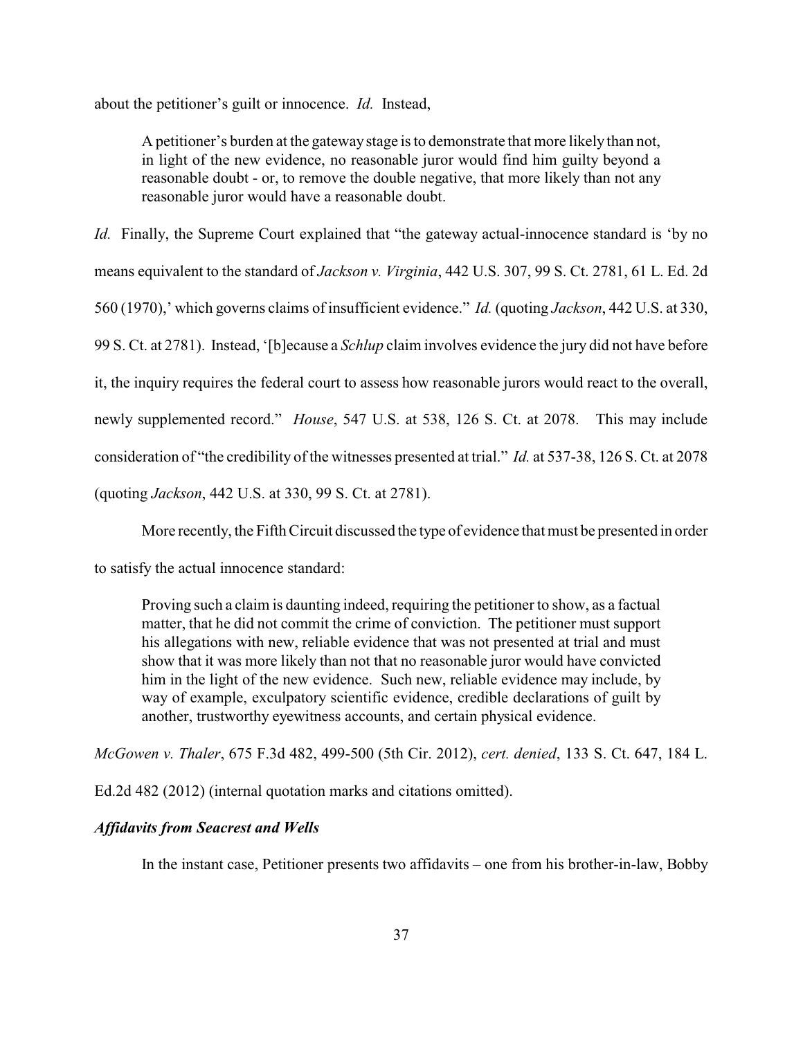about the petitioner's guilt or innocence. *Id.* Instead,

> A petitioner's burden at the gateway stage is to demonstrate that more likely than not, in light of the new evidence, no reasonable juror would find him guilty beyond a reasonable doubt - or, to remove the double negative, that more likely than not any reasonable juror would have a reasonable doubt.

*Id.* Finally, the Supreme Court explained that "the gateway actual-innocence standard is 'by no means equivalent to the standard of *Jackson v. Virginia*, 442 U.S. 307, 99 S. Ct. 2781, 61 L. Ed. 2d 560 (1970),' which governs claims of insufficient evidence." *Id.* (quoting *Jackson*, 442 U.S. at 330, 99 S. Ct. at 2781). Instead, '[b]ecause a *Schlup* claim involves evidence the jury did not have before it, the inquiry requires the federal court to assess how reasonable jurors would react to the overall, newly supplemented record." *House*, 547 U.S. at 538, 126 S. Ct. at 2078. This may include consideration of "the credibility of the witnesses presented at trial." *Id.* at 537-38, 126 S. Ct. at 2078 (quoting *Jackson*, 442 U.S. at 330, 99 S. Ct. at 2781).

More recently, the Fifth Circuit discussed the type of evidence that must be presented in order to satisfy the actual innocence standard:

> Proving such a claim is daunting indeed, requiring the petitioner to show, as a factual matter, that he did not commit the crime of conviction. The petitioner must support his allegations with new, reliable evidence that was not presented at trial and must show that it was more likely than not that no reasonable juror would have convicted him in the light of the new evidence. Such new, reliable evidence may include, by way of example, exculpatory scientific evidence, credible declarations of guilt by another, trustworthy eyewitness accounts, and certain physical evidence.

*McGowen v. Thaler*, 675 F.3d 482, 499-500 (5th Cir. 2012), *cert. denied*, 133 S. Ct. 647, 184 L. Ed.2d 482 (2012) (internal quotation marks and citations omitted).

***Affidavits from Seacrest and Wells***

In the instant case, Petitioner presents two affidavits – one from his brother-in-law, Bobby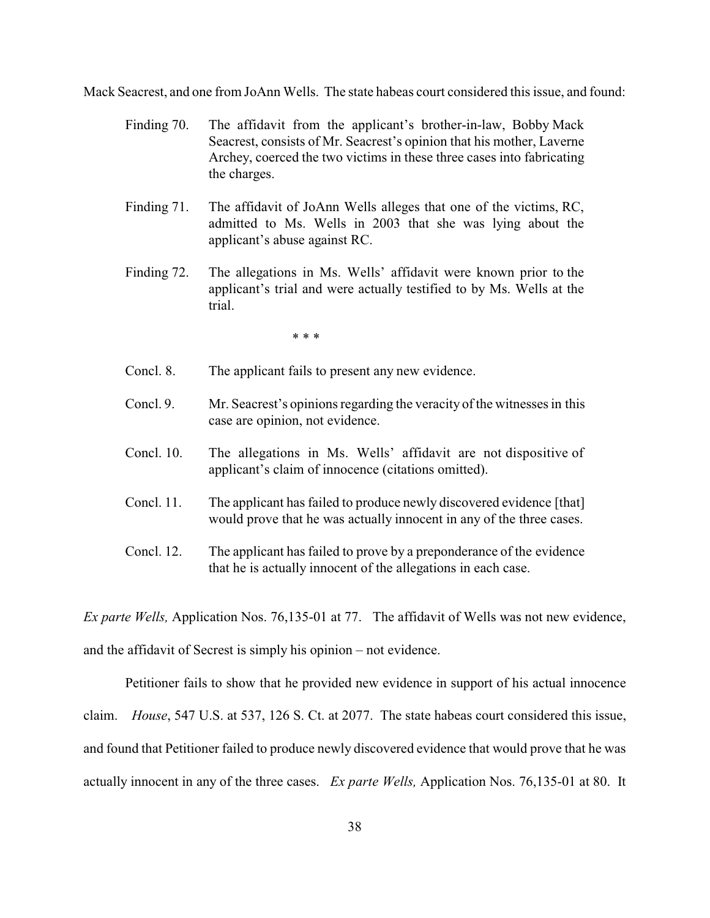Mack Seacrest, and one from JoAnn Wells. The state habeas court considered this issue, and found:

> Finding 70. The affidavit from the applicant's brother-in-law, Bobby Mack Seacrest, consists of Mr. Seacrest's opinion that his mother, Laverne Archey, coerced the two victims in these three cases into fabricating the charges.
>
> Finding 71. The affidavit of JoAnn Wells alleges that one of the victims, RC, admitted to Ms. Wells in 2003 that she was lying about the applicant's abuse against RC.
>
> Finding 72. The allegations in Ms. Wells' affidavit were known prior to the applicant's trial and were actually testified to by Ms. Wells at the trial.
>
> \* \* \*
>
> Concl. 8. The applicant fails to present any new evidence.
>
> Concl. 9. Mr. Seacrest's opinions regarding the veracity of the witnesses in this case are opinion, not evidence.
>
> Concl. 10. The allegations in Ms. Wells' affidavit are not dispositive of applicant's claim of innocence (citations omitted).
>
> Concl. 11. The applicant has failed to produce newly discovered evidence [that] would prove that he was actually innocent in any of the three cases.
>
> Concl. 12. The applicant has failed to prove by a preponderance of the evidence that he is actually innocent of the allegations in each case.

*Ex parte Wells,* Application Nos. 76,135-01 at 77. The affidavit of Wells was not new evidence, and the affidavit of Secrest is simply his opinion – not evidence.

Petitioner fails to show that he provided new evidence in support of his actual innocence claim. *House*, 547 U.S. at 537, 126 S. Ct. at 2077. The state habeas court considered this issue, and found that Petitioner failed to produce newly discovered evidence that would prove that he was actually innocent in any of the three cases. *Ex parte Wells,* Application Nos. 76,135-01 at 80. It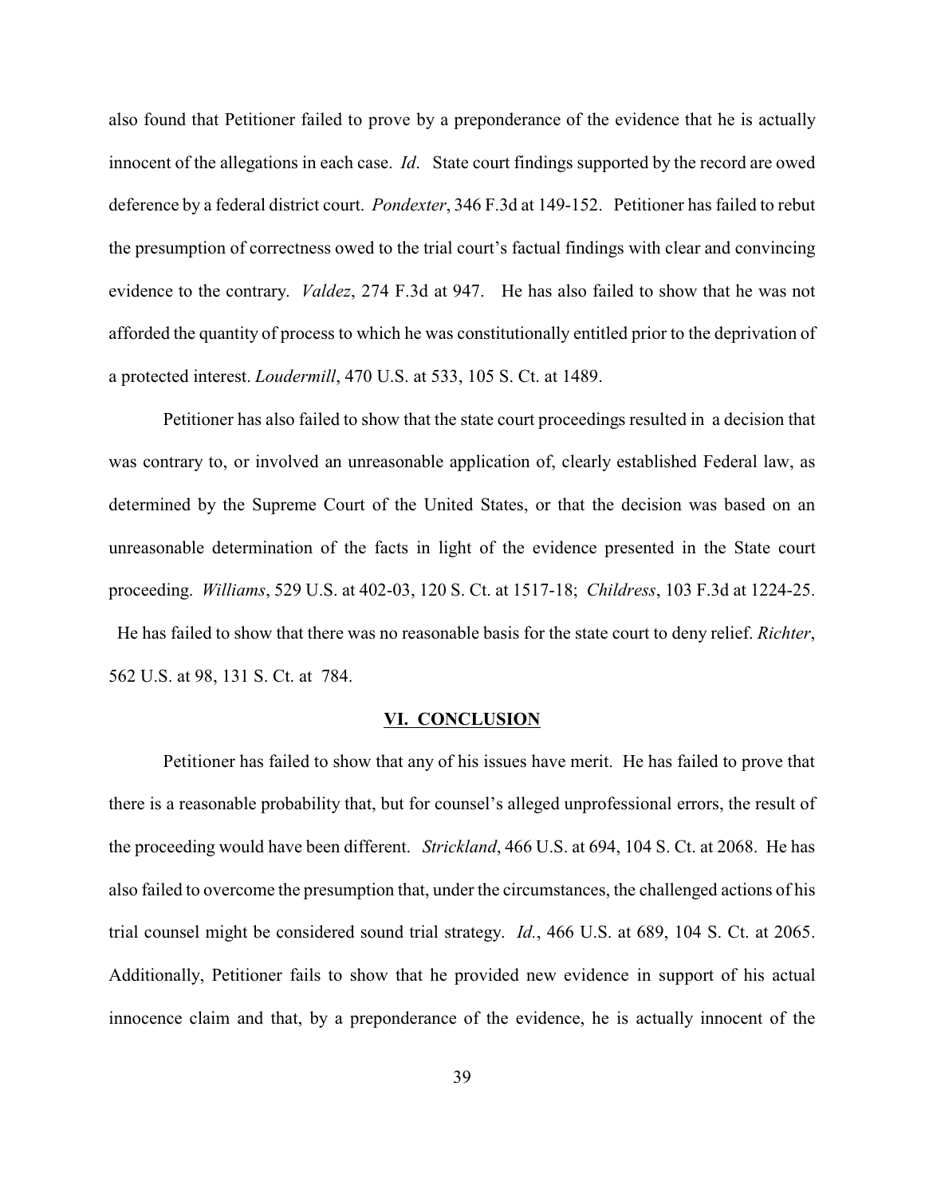also found that Petitioner failed to prove by a preponderance of the evidence that he is actually innocent of the allegations in each case. *Id*. State court findings supported by the record are owed deference by a federal district court. *Pondexter*, 346 F.3d at 149-152. Petitioner has failed to rebut the presumption of correctness owed to the trial court's factual findings with clear and convincing evidence to the contrary. *Valdez*, 274 F.3d at 947. He has also failed to show that he was not afforded the quantity of process to which he was constitutionally entitled prior to the deprivation of a protected interest. *Loudermill*, 470 U.S. at 533, 105 S. Ct. at 1489.

Petitioner has also failed to show that the state court proceedings resulted in a decision that was contrary to, or involved an unreasonable application of, clearly established Federal law, as determined by the Supreme Court of the United States, or that the decision was based on an unreasonable determination of the facts in light of the evidence presented in the State court proceeding. *Williams*, 529 U.S. at 402-03, 120 S. Ct. at 1517-18; *Childress*, 103 F.3d at 1224-25. He has failed to show that there was no reasonable basis for the state court to deny relief. *Richter*, 562 U.S. at 98, 131 S. Ct. at 784.

## VI. CONCLUSION

Petitioner has failed to show that any of his issues have merit. He has failed to prove that there is a reasonable probability that, but for counsel's alleged unprofessional errors, the result of the proceeding would have been different. *Strickland*, 466 U.S. at 694, 104 S. Ct. at 2068. He has also failed to overcome the presumption that, under the circumstances, the challenged actions of his trial counsel might be considered sound trial strategy. *Id.*, 466 U.S. at 689, 104 S. Ct. at 2065. Additionally, Petitioner fails to show that he provided new evidence in support of his actual innocence claim and that, by a preponderance of the evidence, he is actually innocent of the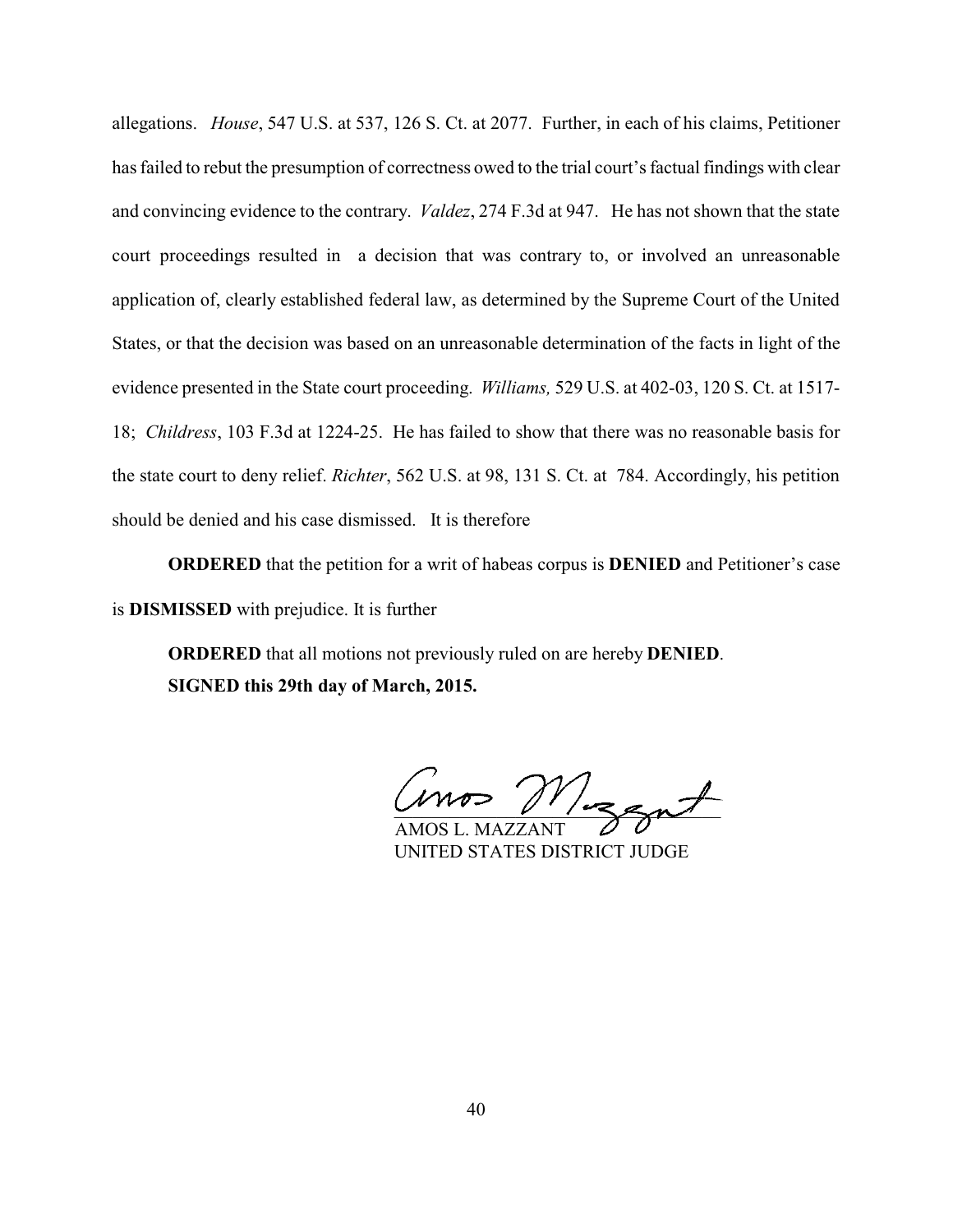allegations. *House*, 547 U.S. at 537, 126 S. Ct. at 2077. Further, in each of his claims, Petitioner has failed to rebut the presumption of correctness owed to the trial court's factual findings with clear and convincing evidence to the contrary. *Valdez*, 274 F.3d at 947. He has not shown that the state court proceedings resulted in a decision that was contrary to, or involved an unreasonable application of, clearly established federal law, as determined by the Supreme Court of the United States, or that the decision was based on an unreasonable determination of the facts in light of the evidence presented in the State court proceeding. *Williams,* 529 U.S. at 402-03, 120 S. Ct. at 1517-18; *Childress*, 103 F.3d at 1224-25. He has failed to show that there was no reasonable basis for the state court to deny relief. *Richter*, 562 U.S. at 98, 131 S. Ct. at 784. Accordingly, his petition should be denied and his case dismissed. It is therefore

**ORDERED** that the petition for a writ of habeas corpus is **DENIED** and Petitioner's case is **DISMISSED** with prejudice. It is further

**ORDERED** that all motions not previously ruled on are hereby **DENIED**.

**SIGNED this 29th day of March, 2015.**

AMOS L. MAZZANT
UNITED STATES DISTRICT JUDGE